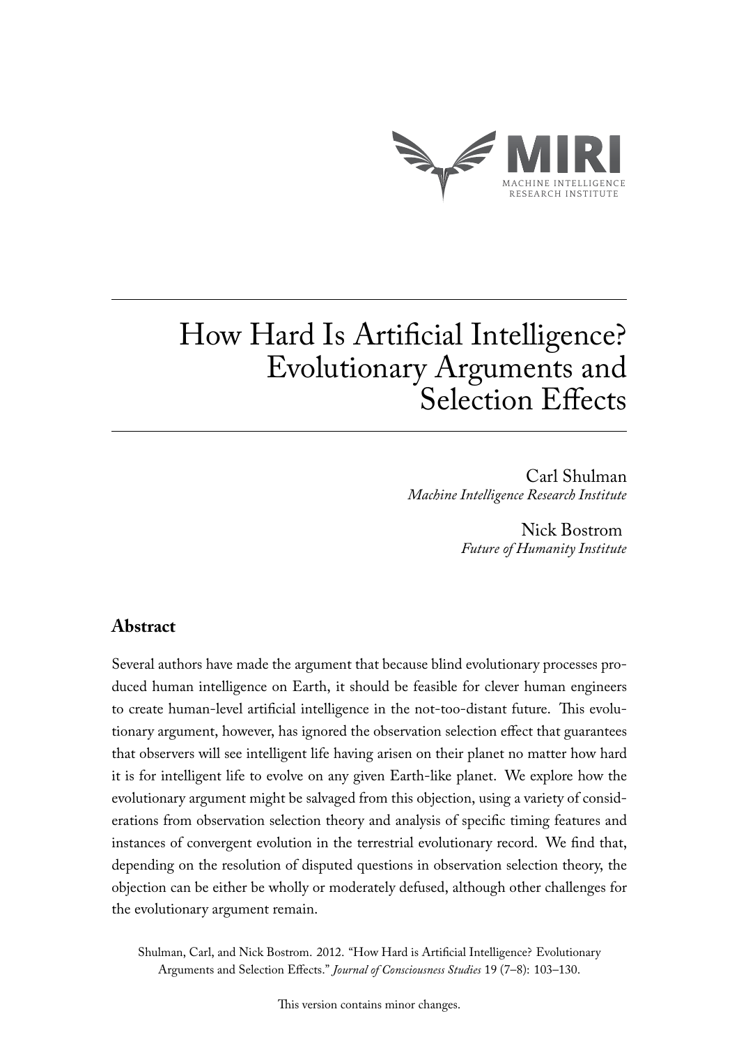MIRI

MACHINE INTELLIGENCE RESEARCH INSTITUTE

# How Hard Is Artificial Intelligence? Evolutionary Arguments and Selection Effects

Carl Shulman
*Machine Intelligence Research Institute*

Nick Bostrom
*Future of Humanity Institute*

## Abstract

Several authors have made the argument that because blind evolutionary processes produced human intelligence on Earth, it should be feasible for clever human engineers to create human-level artificial intelligence in the not-too-distant future. This evolutionary argument, however, has ignored the observation selection effect that guarantees that observers will see intelligent life having arisen on their planet no matter how hard it is for intelligent life to evolve on any given Earth-like planet. We explore how the evolutionary argument might be salvaged from this objection, using a variety of considerations from observation selection theory and analysis of specific timing features and instances of convergent evolution in the terrestrial evolutionary record. We find that, depending on the resolution of disputed questions in observation selection theory, the objection can be either be wholly or moderately defused, although other challenges for the evolutionary argument remain.

Shulman, Carl, and Nick Bostrom. 2012. "How Hard is Artificial Intelligence? Evolutionary Arguments and Selection Effects." *Journal of Consciousness Studies* 19 (7–8): 103–130.

This version contains minor changes.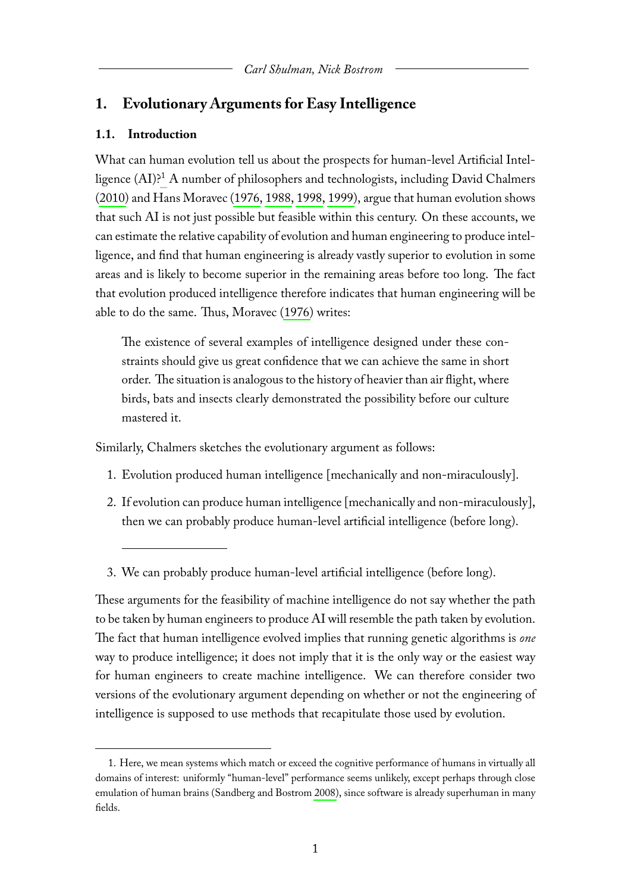## 1. Evolutionary Arguments for Easy Intelligence

### 1.1. Introduction

What can human evolution tell us about the prospects for human-level Artificial Intelligence (AI)?[1] A number of philosophers and technologists, including David Chalmers (2010) and Hans Moravec (1976, 1988, 1998, 1999), argue that human evolution shows that such AI is not just possible but feasible within this century. On these accounts, we can estimate the relative capability of evolution and human engineering to produce intelligence, and find that human engineering is already vastly superior to evolution in some areas and is likely to become superior in the remaining areas before too long. The fact that evolution produced intelligence therefore indicates that human engineering will be able to do the same. Thus, Moravec (1976) writes:

> The existence of several examples of intelligence designed under these constraints should give us great confidence that we can achieve the same in short order. The situation is analogous to the history of heavier than air flight, where birds, bats and insects clearly demonstrated the possibility before our culture mastered it.

Similarly, Chalmers sketches the evolutionary argument as follows:

1. Evolution produced human intelligence [mechanically and non-miraculously].
2. If evolution can produce human intelligence [mechanically and non-miraculously], then we can probably produce human-level artificial intelligence (before long).

---

3. We can probably produce human-level artificial intelligence (before long).

These arguments for the feasibility of machine intelligence do not say whether the path to be taken by human engineers to produce AI will resemble the path taken by evolution. The fact that human intelligence evolved implies that running genetic algorithms is *one* way to produce intelligence; it does not imply that it is the only way or the easiest way for human engineers to create machine intelligence. We can therefore consider two versions of the evolutionary argument depending on whether or not the engineering of intelligence is supposed to use methods that recapitulate those used by evolution.

[1] Here, we mean systems which match or exceed the cognitive performance of humans in virtually all domains of interest: uniformly "human-level" performance seems unlikely, except perhaps through close emulation of human brains (Sandberg and Bostrom 2008), since software is already superhuman in many fields.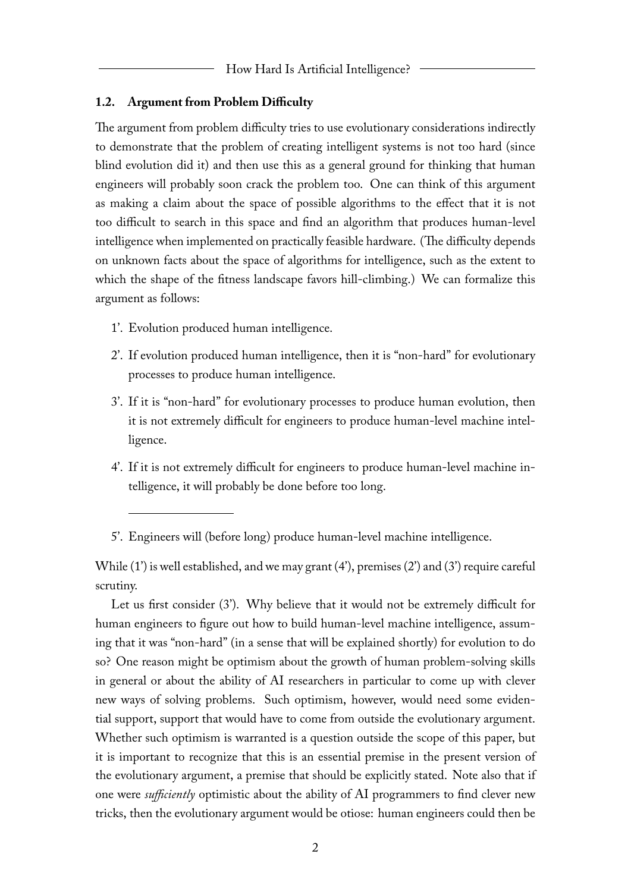### 1.2. Argument from Problem Difficulty

The argument from problem difficulty tries to use evolutionary considerations indirectly to demonstrate that the problem of creating intelligent systems is not too hard (since blind evolution did it) and then use this as a general ground for thinking that human engineers will probably soon crack the problem too. One can think of this argument as making a claim about the space of possible algorithms to the effect that it is not too difficult to search in this space and find an algorithm that produces human-level intelligence when implemented on practically feasible hardware. (The difficulty depends on unknown facts about the space of algorithms for intelligence, such as the extent to which the shape of the fitness landscape favors hill-climbing.) We can formalize this argument as follows:

1'. Evolution produced human intelligence.

2'. If evolution produced human intelligence, then it is "non-hard" for evolutionary processes to produce human intelligence.

3'. If it is "non-hard" for evolutionary processes to produce human evolution, then it is not extremely difficult for engineers to produce human-level machine intelligence.

4'. If it is not extremely difficult for engineers to produce human-level machine intelligence, it will probably be done before too long.

---

5'. Engineers will (before long) produce human-level machine intelligence.

While (1') is well established, and we may grant (4'), premises (2') and (3') require careful scrutiny.

Let us first consider (3'). Why believe that it would not be extremely difficult for human engineers to figure out how to build human-level machine intelligence, assuming that it was "non-hard" (in a sense that will be explained shortly) for evolution to do so? One reason might be optimism about the growth of human problem-solving skills in general or about the ability of AI researchers in particular to come up with clever new ways of solving problems. Such optimism, however, would need some evidential support, support that would have to come from outside the evolutionary argument. Whether such optimism is warranted is a question outside the scope of this paper, but it is important to recognize that this is an essential premise in the present version of the evolutionary argument, a premise that should be explicitly stated. Note also that if one were *sufficiently* optimistic about the ability of AI programmers to find clever new tricks, then the evolutionary argument would be otiose: human engineers could then be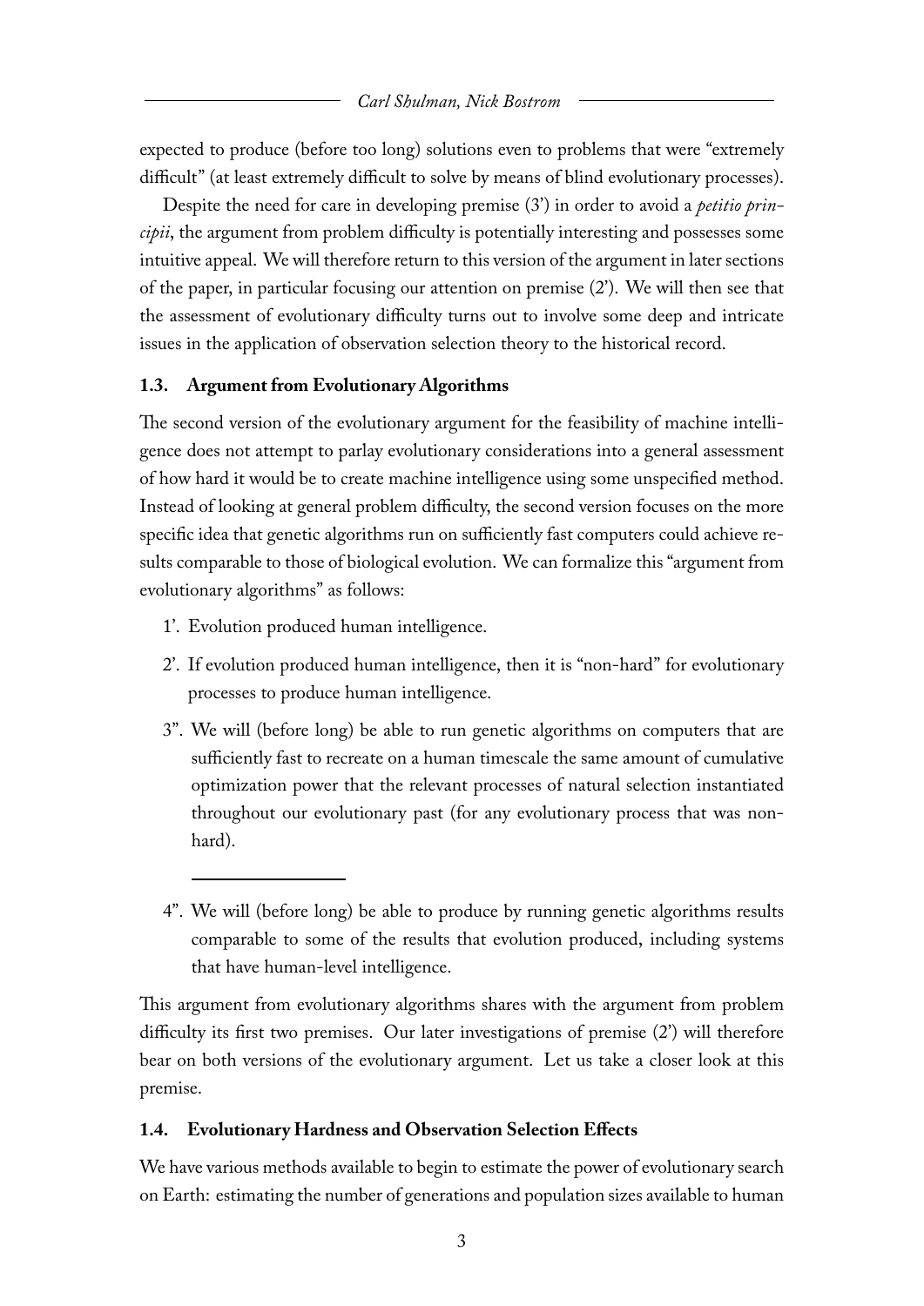expected to produce (before too long) solutions even to problems that were "extremely difficult" (at least extremely difficult to solve by means of blind evolutionary processes).

Despite the need for care in developing premise (3') in order to avoid a *petitio principii*, the argument from problem difficulty is potentially interesting and possesses some intuitive appeal. We will therefore return to this version of the argument in later sections of the paper, in particular focusing our attention on premise (2'). We will then see that the assessment of evolutionary difficulty turns out to involve some deep and intricate issues in the application of observation selection theory to the historical record.

### 1.3. Argument from Evolutionary Algorithms

The second version of the evolutionary argument for the feasibility of machine intelligence does not attempt to parlay evolutionary considerations into a general assessment of how hard it would be to create machine intelligence using some unspecified method. Instead of looking at general problem difficulty, the second version focuses on the more specific idea that genetic algorithms run on sufficiently fast computers could achieve results comparable to those of biological evolution. We can formalize this "argument from evolutionary algorithms" as follows:

1'. Evolution produced human intelligence.

2'. If evolution produced human intelligence, then it is "non-hard" for evolutionary processes to produce human intelligence.

3". We will (before long) be able to run genetic algorithms on computers that are sufficiently fast to recreate on a human timescale the same amount of cumulative optimization power that the relevant processes of natural selection instantiated throughout our evolutionary past (for any evolutionary process that was non-hard).

---

4". We will (before long) be able to produce by running genetic algorithms results comparable to some of the results that evolution produced, including systems that have human-level intelligence.

This argument from evolutionary algorithms shares with the argument from problem difficulty its first two premises. Our later investigations of premise (2') will therefore bear on both versions of the evolutionary argument. Let us take a closer look at this premise.

### 1.4. Evolutionary Hardness and Observation Selection Effects

We have various methods available to begin to estimate the power of evolutionary search on Earth: estimating the number of generations and population sizes available to human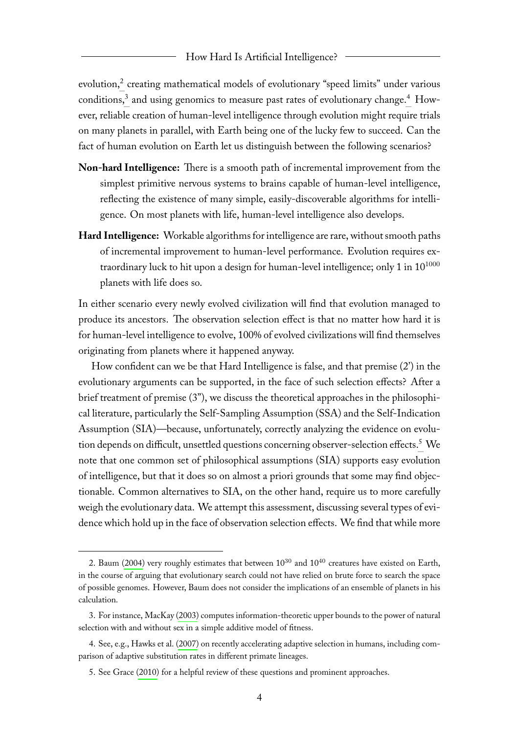evolution,[2] creating mathematical models of evolutionary "speed limits" under various conditions,[3] and using genomics to measure past rates of evolutionary change.[4] However, reliable creation of human-level intelligence through evolution might require trials on many planets in parallel, with Earth being one of the lucky few to succeed. Can the fact of human evolution on Earth let us distinguish between the following scenarios?

**Non-hard Intelligence:** There is a smooth path of incremental improvement from the simplest primitive nervous systems to brains capable of human-level intelligence, reflecting the existence of many simple, easily-discoverable algorithms for intelligence. On most planets with life, human-level intelligence also develops.

**Hard Intelligence:** Workable algorithms for intelligence are rare, without smooth paths of incremental improvement to human-level performance. Evolution requires extraordinary luck to hit upon a design for human-level intelligence; only 1 in $10^{1000}$ planets with life does so.

In either scenario every newly evolved civilization will find that evolution managed to produce its ancestors. The observation selection effect is that no matter how hard it is for human-level intelligence to evolve, 100% of evolved civilizations will find themselves originating from planets where it happened anyway.

How confident can we be that Hard Intelligence is false, and that premise (2') in the evolutionary arguments can be supported, in the face of such selection effects? After a brief treatment of premise (3"), we discuss the theoretical approaches in the philosophical literature, particularly the Self-Sampling Assumption (SSA) and the Self-Indication Assumption (SIA)—because, unfortunately, correctly analyzing the evidence on evolution depends on difficult, unsettled questions concerning observer-selection effects.[5] We note that one common set of philosophical assumptions (SIA) supports easy evolution of intelligence, but that it does so on almost a priori grounds that some may find objectionable. Common alternatives to SIA, on the other hand, require us to more carefully weigh the evolutionary data. We attempt this assessment, discussing several types of evidence which hold up in the face of observation selection effects. We find that while more

---

2. Baum (2004) very roughly estimates that between $10^{30}$ and $10^{40}$ creatures have existed on Earth, in the course of arguing that evolutionary search could not have relied on brute force to search the space of possible genomes. However, Baum does not consider the implications of an ensemble of planets in his calculation.

3. For instance, MacKay (2003) computes information-theoretic upper bounds to the power of natural selection with and without sex in a simple additive model of fitness.

4. See, e.g., Hawks et al. (2007) on recently accelerating adaptive selection in humans, including comparison of adaptive substitution rates in different primate lineages.

5. See Grace (2010) for a helpful review of these questions and prominent approaches.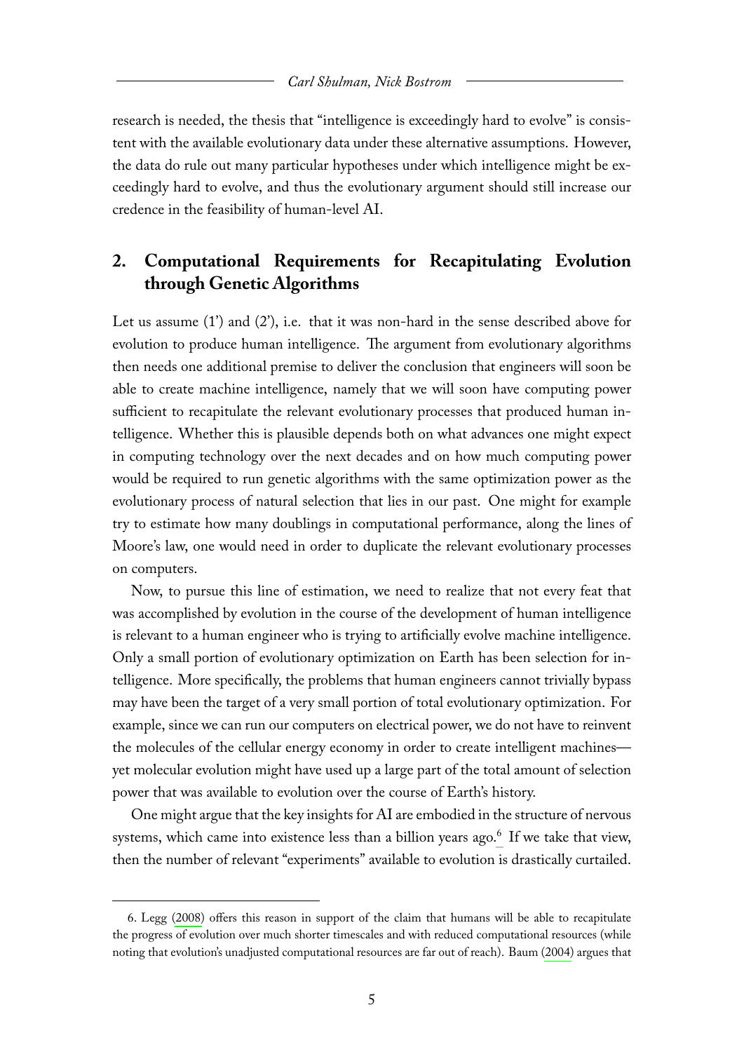research is needed, the thesis that "intelligence is exceedingly hard to evolve" is consistent with the available evolutionary data under these alternative assumptions. However, the data do rule out many particular hypotheses under which intelligence might be exceedingly hard to evolve, and thus the evolutionary argument should still increase our credence in the feasibility of human-level AI.

## 2. Computational Requirements for Recapitulating Evolution through Genetic Algorithms

Let us assume (1') and (2'), i.e. that it was non-hard in the sense described above for evolution to produce human intelligence. The argument from evolutionary algorithms then needs one additional premise to deliver the conclusion that engineers will soon be able to create machine intelligence, namely that we will soon have computing power sufficient to recapitulate the relevant evolutionary processes that produced human intelligence. Whether this is plausible depends both on what advances one might expect in computing technology over the next decades and on how much computing power would be required to run genetic algorithms with the same optimization power as the evolutionary process of natural selection that lies in our past. One might for example try to estimate how many doublings in computational performance, along the lines of Moore's law, one would need in order to duplicate the relevant evolutionary processes on computers.

Now, to pursue this line of estimation, we need to realize that not every feat that was accomplished by evolution in the course of the development of human intelligence is relevant to a human engineer who is trying to artificially evolve machine intelligence. Only a small portion of evolutionary optimization on Earth has been selection for intelligence. More specifically, the problems that human engineers cannot trivially bypass may have been the target of a very small portion of total evolutionary optimization. For example, since we can run our computers on electrical power, we do not have to reinvent the molecules of the cellular energy economy in order to create intelligent machines—yet molecular evolution might have used up a large part of the total amount of selection power that was available to evolution over the course of Earth's history.

One might argue that the key insights for AI are embodied in the structure of nervous systems, which came into existence less than a billion years ago.[6] If we take that view, then the number of relevant "experiments" available to evolution is drastically curtailed.

6. Legg (2008) offers this reason in support of the claim that humans will be able to recapitulate the progress of evolution over much shorter timescales and with reduced computational resources (while noting that evolution's unadjusted computational resources are far out of reach). Baum (2004) argues that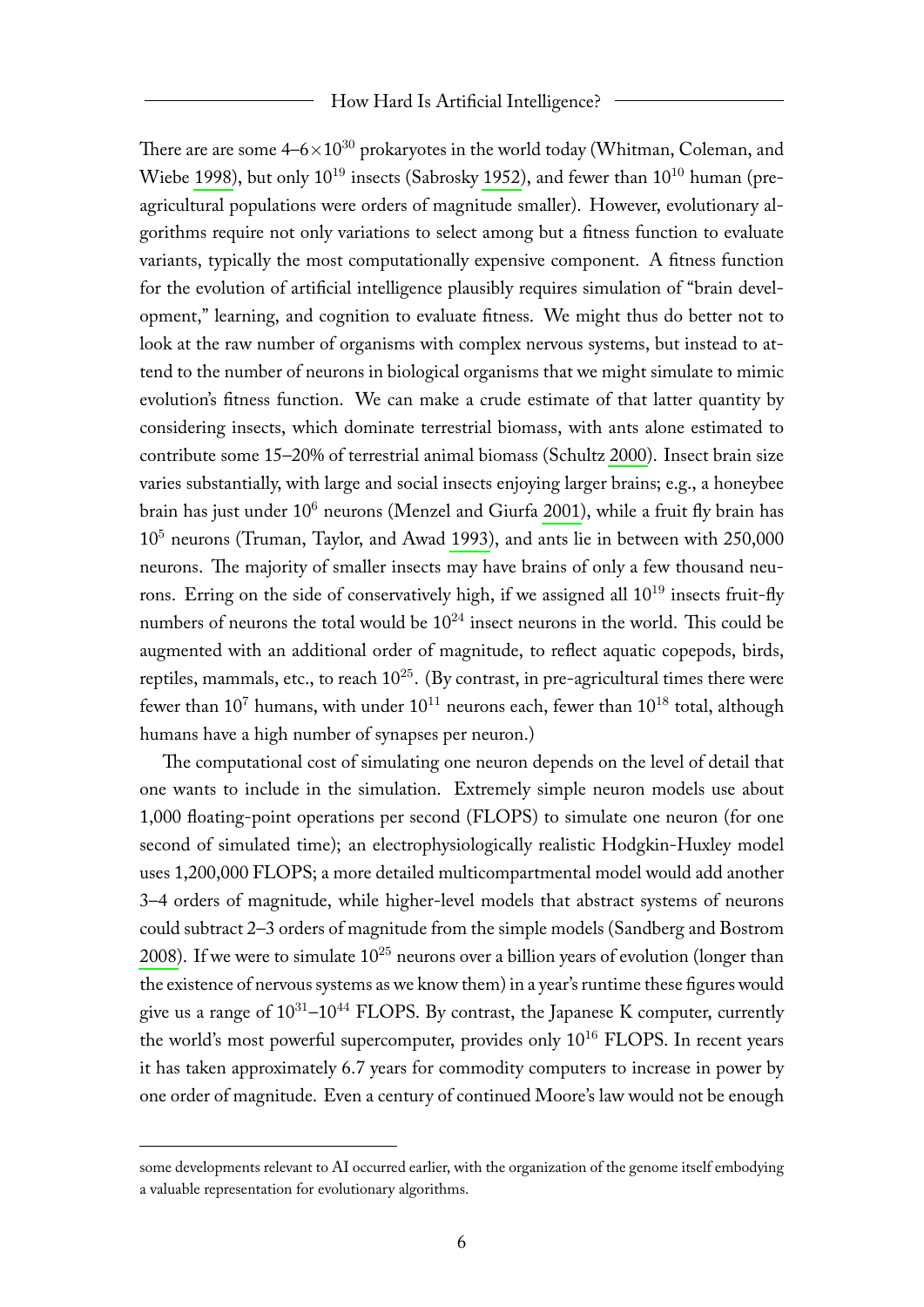There are are some 4–6×$10^{30}$ prokaryotes in the world today (Whitman, Coleman, and Wiebe 1998), but only $10^{19}$ insects (Sabrosky 1952), and fewer than $10^{10}$ human (pre-agricultural populations were orders of magnitude smaller). However, evolutionary algorithms require not only variations to select among but a fitness function to evaluate variants, typically the most computationally expensive component. A fitness function for the evolution of artificial intelligence plausibly requires simulation of "brain development," learning, and cognition to evaluate fitness. We might thus do better not to look at the raw number of organisms with complex nervous systems, but instead to attend to the number of neurons in biological organisms that we might simulate to mimic evolution's fitness function. We can make a crude estimate of that latter quantity by considering insects, which dominate terrestrial biomass, with ants alone estimated to contribute some 15–20% of terrestrial animal biomass (Schultz 2000). Insect brain size varies substantially, with large and social insects enjoying larger brains; e.g., a honeybee brain has just under $10^6$ neurons (Menzel and Giurfa 2001), while a fruit fly brain has $10^5$ neurons (Truman, Taylor, and Awad 1993), and ants lie in between with 250,000 neurons. The majority of smaller insects may have brains of only a few thousand neurons. Erring on the side of conservatively high, if we assigned all $10^{19}$ insects fruit-fly numbers of neurons the total would be $10^{24}$ insect neurons in the world. This could be augmented with an additional order of magnitude, to reflect aquatic copepods, birds, reptiles, mammals, etc., to reach $10^{25}$. (By contrast, in pre-agricultural times there were fewer than $10^7$ humans, with under $10^{11}$ neurons each, fewer than $10^{18}$ total, although humans have a high number of synapses per neuron.)

The computational cost of simulating one neuron depends on the level of detail that one wants to include in the simulation. Extremely simple neuron models use about 1,000 floating-point operations per second (FLOPS) to simulate one neuron (for one second of simulated time); an electrophysiologically realistic Hodgkin-Huxley model uses 1,200,000 FLOPS; a more detailed multicompartmental model would add another 3–4 orders of magnitude, while higher-level models that abstract systems of neurons could subtract 2–3 orders of magnitude from the simple models (Sandberg and Bostrom 2008). If we were to simulate $10^{25}$ neurons over a billion years of evolution (longer than the existence of nervous systems as we know them) in a year's runtime these figures would give us a range of $10^{31}$–$10^{44}$ FLOPS. By contrast, the Japanese K computer, currently the world's most powerful supercomputer, provides only $10^{16}$ FLOPS. In recent years it has taken approximately 6.7 years for commodity computers to increase in power by one order of magnitude. Even a century of continued Moore's law would not be enough

some developments relevant to AI occurred earlier, with the organization of the genome itself embodying a valuable representation for evolutionary algorithms.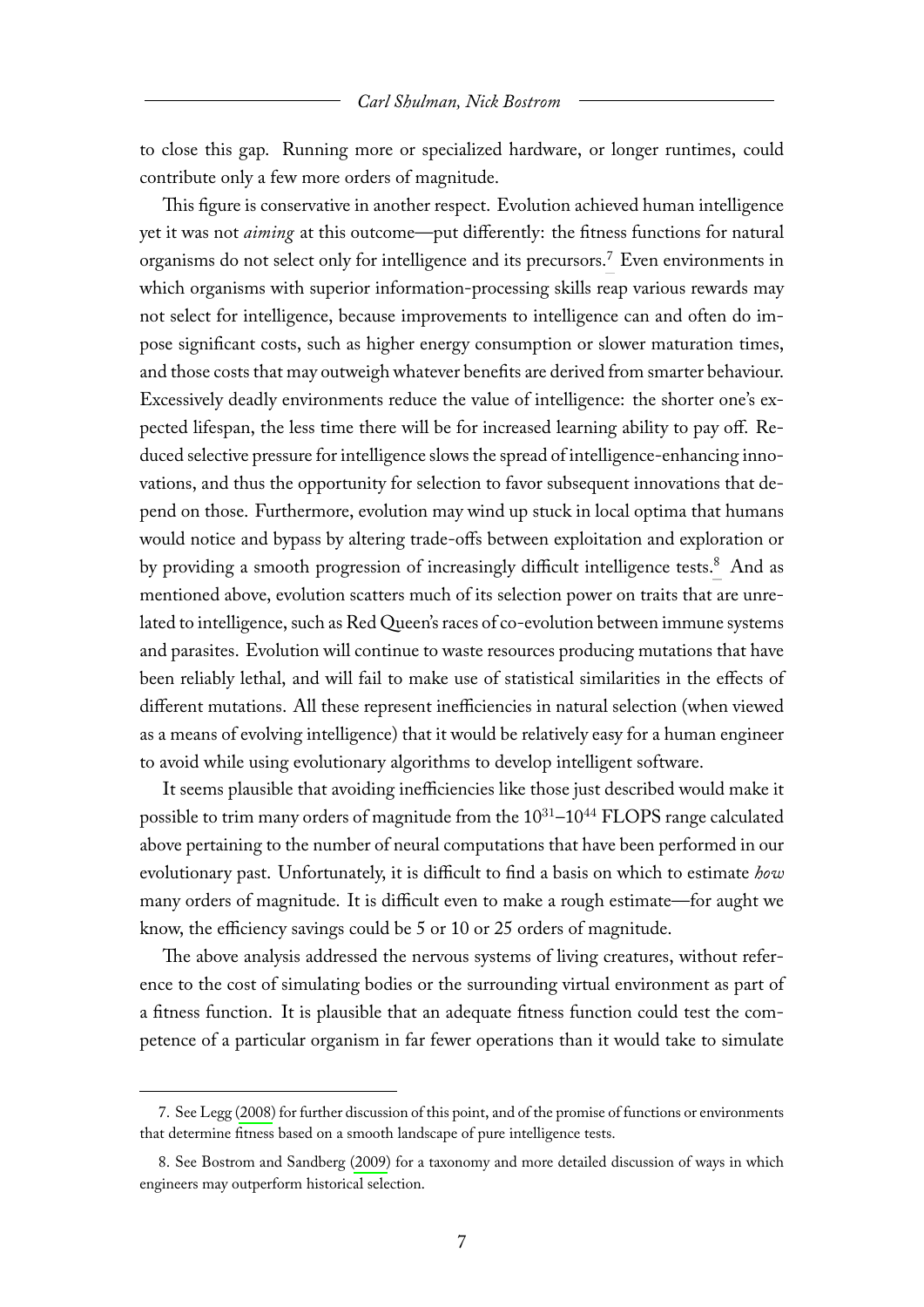to close this gap. Running more or specialized hardware, or longer runtimes, could contribute only a few more orders of magnitude.

This figure is conservative in another respect. Evolution achieved human intelligence yet it was not *aiming* at this outcome—put differently: the fitness functions for natural organisms do not select only for intelligence and its precursors.[7] Even environments in which organisms with superior information-processing skills reap various rewards may not select for intelligence, because improvements to intelligence can and often do impose significant costs, such as higher energy consumption or slower maturation times, and those costs that may outweigh whatever benefits are derived from smarter behaviour. Excessively deadly environments reduce the value of intelligence: the shorter one's expected lifespan, the less time there will be for increased learning ability to pay off. Reduced selective pressure for intelligence slows the spread of intelligence-enhancing innovations, and thus the opportunity for selection to favor subsequent innovations that depend on those. Furthermore, evolution may wind up stuck in local optima that humans would notice and bypass by altering trade-offs between exploitation and exploration or by providing a smooth progression of increasingly difficult intelligence tests.[8] And as mentioned above, evolution scatters much of its selection power on traits that are unrelated to intelligence, such as Red Queen's races of co-evolution between immune systems and parasites. Evolution will continue to waste resources producing mutations that have been reliably lethal, and will fail to make use of statistical similarities in the effects of different mutations. All these represent inefficiencies in natural selection (when viewed as a means of evolving intelligence) that it would be relatively easy for a human engineer to avoid while using evolutionary algorithms to develop intelligent software.

It seems plausible that avoiding inefficiencies like those just described would make it possible to trim many orders of magnitude from the $10^{31}$–$10^{44}$ FLOPS range calculated above pertaining to the number of neural computations that have been performed in our evolutionary past. Unfortunately, it is difficult to find a basis on which to estimate *how* many orders of magnitude. It is difficult even to make a rough estimate—for aught we know, the efficiency savings could be 5 or 10 or 25 orders of magnitude.

The above analysis addressed the nervous systems of living creatures, without reference to the cost of simulating bodies or the surrounding virtual environment as part of a fitness function. It is plausible that an adequate fitness function could test the competence of a particular organism in far fewer operations than it would take to simulate

---

7. See Legg (2008) for further discussion of this point, and of the promise of functions or environments that determine fitness based on a smooth landscape of pure intelligence tests.

8. See Bostrom and Sandberg (2009) for a taxonomy and more detailed discussion of ways in which engineers may outperform historical selection.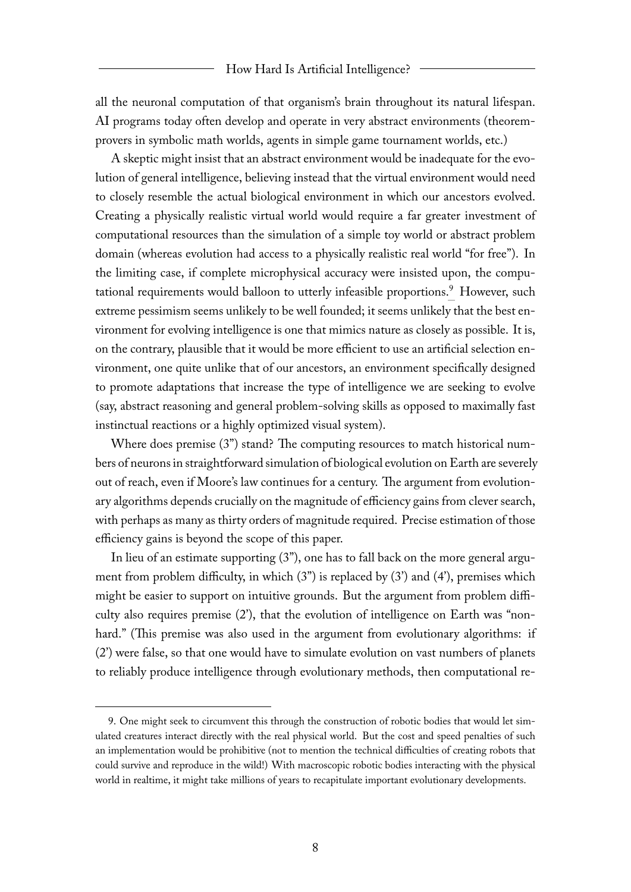all the neuronal computation of that organism's brain throughout its natural lifespan. AI programs today often develop and operate in very abstract environments (theorem-provers in symbolic math worlds, agents in simple game tournament worlds, etc.)

A skeptic might insist that an abstract environment would be inadequate for the evolution of general intelligence, believing instead that the virtual environment would need to closely resemble the actual biological environment in which our ancestors evolved. Creating a physically realistic virtual world would require a far greater investment of computational resources than the simulation of a simple toy world or abstract problem domain (whereas evolution had access to a physically realistic real world "for free"). In the limiting case, if complete microphysical accuracy were insisted upon, the computational requirements would balloon to utterly infeasible proportions.[9] However, such extreme pessimism seems unlikely to be well founded; it seems unlikely that the best environment for evolving intelligence is one that mimics nature as closely as possible. It is, on the contrary, plausible that it would be more efficient to use an artificial selection environment, one quite unlike that of our ancestors, an environment specifically designed to promote adaptations that increase the type of intelligence we are seeking to evolve (say, abstract reasoning and general problem-solving skills as opposed to maximally fast instinctual reactions or a highly optimized visual system).

Where does premise (3") stand? The computing resources to match historical numbers of neurons in straightforward simulation of biological evolution on Earth are severely out of reach, even if Moore's law continues for a century. The argument from evolutionary algorithms depends crucially on the magnitude of efficiency gains from clever search, with perhaps as many as thirty orders of magnitude required. Precise estimation of those efficiency gains is beyond the scope of this paper.

In lieu of an estimate supporting (3"), one has to fall back on the more general argument from problem difficulty, in which (3") is replaced by (3') and (4'), premises which might be easier to support on intuitive grounds. But the argument from problem difficulty also requires premise (2'), that the evolution of intelligence on Earth was "non-hard." (This premise was also used in the argument from evolutionary algorithms: if (2') were false, so that one would have to simulate evolution on vast numbers of planets to reliably produce intelligence through evolutionary methods, then computational re-

9. One might seek to circumvent this through the construction of robotic bodies that would let simulated creatures interact directly with the real physical world. But the cost and speed penalties of such an implementation would be prohibitive (not to mention the technical difficulties of creating robots that could survive and reproduce in the wild!) With macroscopic robotic bodies interacting with the physical world in realtime, it might take millions of years to recapitulate important evolutionary developments.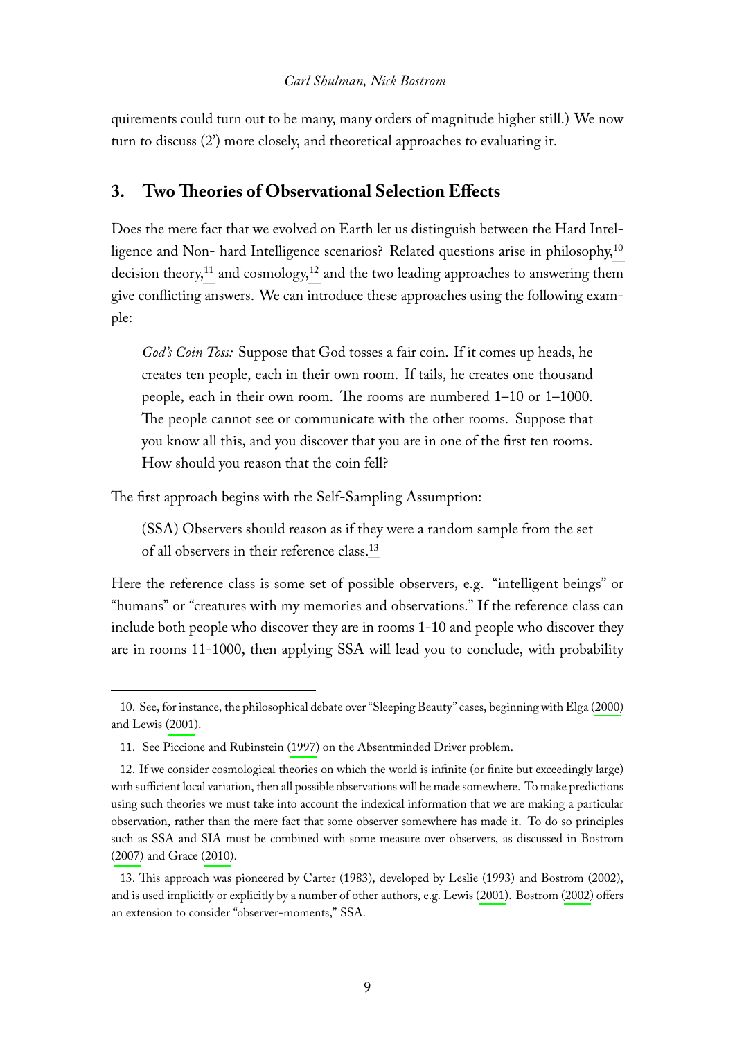quirements could turn out to be many, many orders of magnitude higher still.) We now turn to discuss (2') more closely, and theoretical approaches to evaluating it.

## 3. Two Theories of Observational Selection Effects

Does the mere fact that we evolved on Earth let us distinguish between the Hard Intelligence and Non- hard Intelligence scenarios? Related questions arise in philosophy,[10] decision theory,[11] and cosmology,[12] and the two leading approaches to answering them give conflicting answers. We can introduce these approaches using the following example:

> *God's Coin Toss:* Suppose that God tosses a fair coin. If it comes up heads, he creates ten people, each in their own room. If tails, he creates one thousand people, each in their own room. The rooms are numbered 1–10 or 1–1000. The people cannot see or communicate with the other rooms. Suppose that you know all this, and you discover that you are in one of the first ten rooms. How should you reason that the coin fell?

The first approach begins with the Self-Sampling Assumption:

> (SSA) Observers should reason as if they were a random sample from the set of all observers in their reference class.[13]

Here the reference class is some set of possible observers, e.g. "intelligent beings" or "humans" or "creatures with my memories and observations." If the reference class can include both people who discover they are in rooms 1-10 and people who discover they are in rooms 11-1000, then applying SSA will lead you to conclude, with probability

---

10. See, for instance, the philosophical debate over "Sleeping Beauty" cases, beginning with Elga (2000) and Lewis (2001).

11. See Piccione and Rubinstein (1997) on the Absentminded Driver problem.

12. If we consider cosmological theories on which the world is infinite (or finite but exceedingly large) with sufficient local variation, then all possible observations will be made somewhere. To make predictions using such theories we must take into account the indexical information that we are making a particular observation, rather than the mere fact that some observer somewhere has made it. To do so principles such as SSA and SIA must be combined with some measure over observers, as discussed in Bostrom (2007) and Grace (2010).

13. This approach was pioneered by Carter (1983), developed by Leslie (1993) and Bostrom (2002), and is used implicitly or explicitly by a number of other authors, e.g. Lewis (2001). Bostrom (2002) offers an extension to consider "observer-moments," SSA.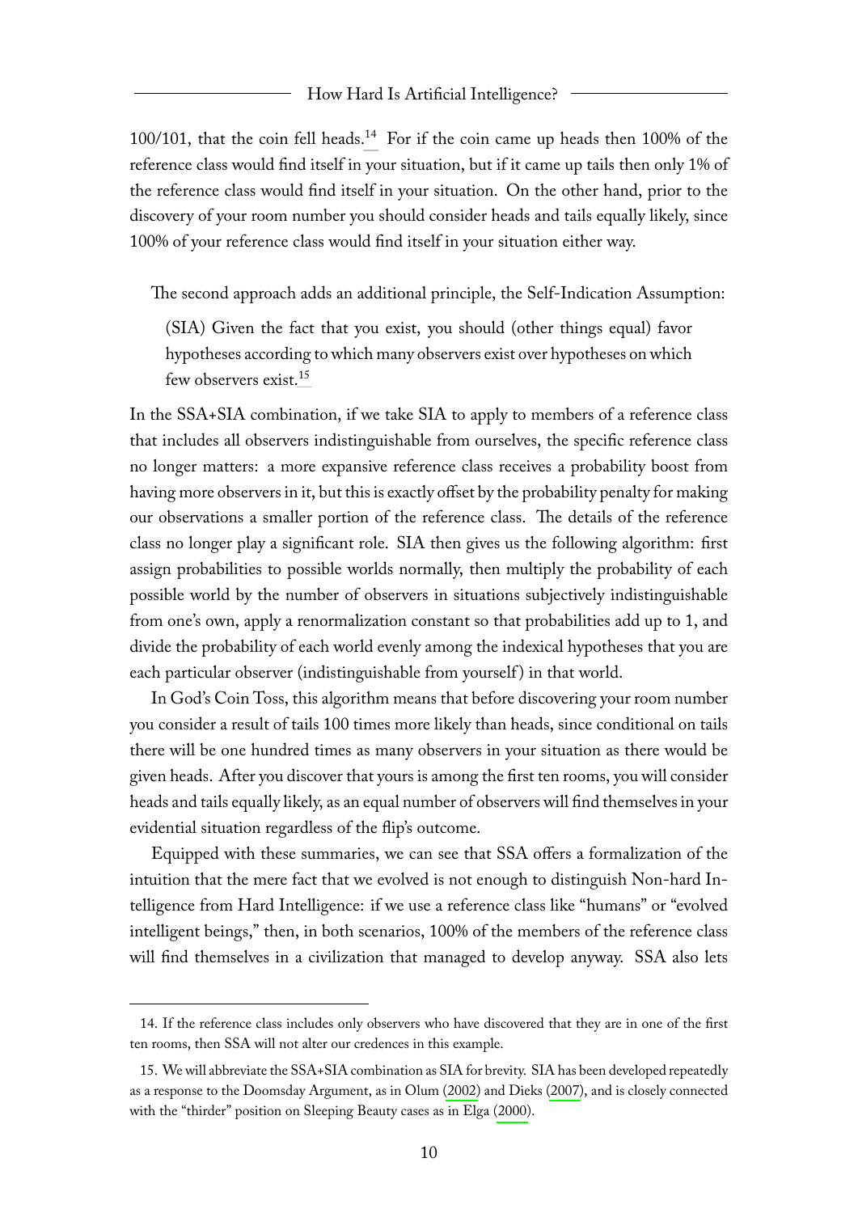100/101, that the coin fell heads.[14] For if the coin came up heads then 100% of the reference class would find itself in your situation, but if it came up tails then only 1% of the reference class would find itself in your situation. On the other hand, prior to the discovery of your room number you should consider heads and tails equally likely, since 100% of your reference class would find itself in your situation either way.

The second approach adds an additional principle, the Self-Indication Assumption:

> (SIA) Given the fact that you exist, you should (other things equal) favor hypotheses according to which many observers exist over hypotheses on which few observers exist.[15]

In the SSA+SIA combination, if we take SIA to apply to members of a reference class that includes all observers indistinguishable from ourselves, the specific reference class no longer matters: a more expansive reference class receives a probability boost from having more observers in it, but this is exactly offset by the probability penalty for making our observations a smaller portion of the reference class. The details of the reference class no longer play a significant role. SIA then gives us the following algorithm: first assign probabilities to possible worlds normally, then multiply the probability of each possible world by the number of observers in situations subjectively indistinguishable from one's own, apply a renormalization constant so that probabilities add up to 1, and divide the probability of each world evenly among the indexical hypotheses that you are each particular observer (indistinguishable from yourself) in that world.

In God's Coin Toss, this algorithm means that before discovering your room number you consider a result of tails 100 times more likely than heads, since conditional on tails there will be one hundred times as many observers in your situation as there would be given heads. After you discover that yours is among the first ten rooms, you will consider heads and tails equally likely, as an equal number of observers will find themselves in your evidential situation regardless of the flip's outcome.

Equipped with these summaries, we can see that SSA offers a formalization of the intuition that the mere fact that we evolved is not enough to distinguish Non-hard Intelligence from Hard Intelligence: if we use a reference class like "humans" or "evolved intelligent beings," then, in both scenarios, 100% of the members of the reference class will find themselves in a civilization that managed to develop anyway. SSA also lets

---

14. If the reference class includes only observers who have discovered that they are in one of the first ten rooms, then SSA will not alter our credences in this example.

15. We will abbreviate the SSA+SIA combination as SIA for brevity. SIA has been developed repeatedly as a response to the Doomsday Argument, as in Olum (2002) and Dieks (2007), and is closely connected with the "thirder" position on Sleeping Beauty cases as in Elga (2000).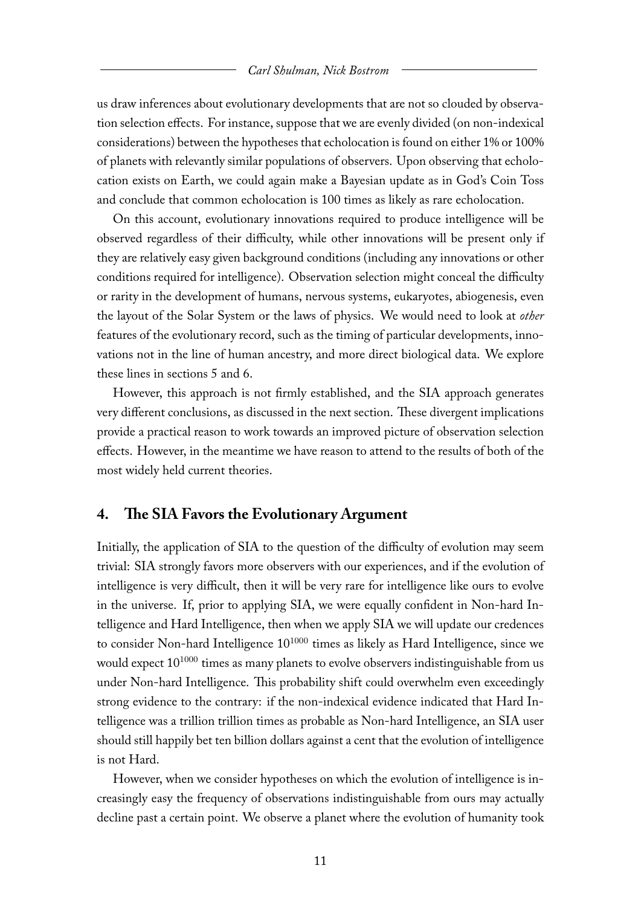us draw inferences about evolutionary developments that are not so clouded by observation selection effects. For instance, suppose that we are evenly divided (on non-indexical considerations) between the hypotheses that echolocation is found on either 1% or 100% of planets with relevantly similar populations of observers. Upon observing that echolocation exists on Earth, we could again make a Bayesian update as in God's Coin Toss and conclude that common echolocation is 100 times as likely as rare echolocation.

On this account, evolutionary innovations required to produce intelligence will be observed regardless of their difficulty, while other innovations will be present only if they are relatively easy given background conditions (including any innovations or other conditions required for intelligence). Observation selection might conceal the difficulty or rarity in the development of humans, nervous systems, eukaryotes, abiogenesis, even the layout of the Solar System or the laws of physics. We would need to look at *other* features of the evolutionary record, such as the timing of particular developments, innovations not in the line of human ancestry, and more direct biological data. We explore these lines in sections 5 and 6.

However, this approach is not firmly established, and the SIA approach generates very different conclusions, as discussed in the next section. These divergent implications provide a practical reason to work towards an improved picture of observation selection effects. However, in the meantime we have reason to attend to the results of both of the most widely held current theories.

## 4. The SIA Favors the Evolutionary Argument

Initially, the application of SIA to the question of the difficulty of evolution may seem trivial: SIA strongly favors more observers with our experiences, and if the evolution of intelligence is very difficult, then it will be very rare for intelligence like ours to evolve in the universe. If, prior to applying SIA, we were equally confident in Non-hard Intelligence and Hard Intelligence, then when we apply SIA we will update our credences to consider Non-hard Intelligence $10^{1000}$ times as likely as Hard Intelligence, since we would expect $10^{1000}$ times as many planets to evolve observers indistinguishable from us under Non-hard Intelligence. This probability shift could overwhelm even exceedingly strong evidence to the contrary: if the non-indexical evidence indicated that Hard Intelligence was a trillion trillion times as probable as Non-hard Intelligence, an SIA user should still happily bet ten billion dollars against a cent that the evolution of intelligence is not Hard.

However, when we consider hypotheses on which the evolution of intelligence is increasingly easy the frequency of observations indistinguishable from ours may actually decline past a certain point. We observe a planet where the evolution of humanity took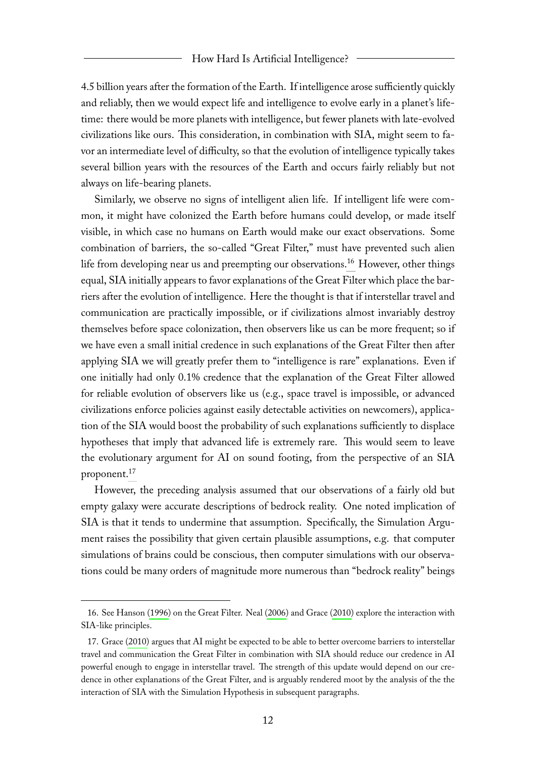4.5 billion years after the formation of the Earth. If intelligence arose sufficiently quickly and reliably, then we would expect life and intelligence to evolve early in a planet's lifetime: there would be more planets with intelligence, but fewer planets with late-evolved civilizations like ours. This consideration, in combination with SIA, might seem to favor an intermediate level of difficulty, so that the evolution of intelligence typically takes several billion years with the resources of the Earth and occurs fairly reliably but not always on life-bearing planets.

Similarly, we observe no signs of intelligent alien life. If intelligent life were common, it might have colonized the Earth before humans could develop, or made itself visible, in which case no humans on Earth would make our exact observations. Some combination of barriers, the so-called "Great Filter," must have prevented such alien life from developing near us and preempting our observations.[16] However, other things equal, SIA initially appears to favor explanations of the Great Filter which place the barriers after the evolution of intelligence. Here the thought is that if interstellar travel and communication are practically impossible, or if civilizations almost invariably destroy themselves before space colonization, then observers like us can be more frequent; so if we have even a small initial credence in such explanations of the Great Filter then after applying SIA we will greatly prefer them to "intelligence is rare" explanations. Even if one initially had only 0.1% credence that the explanation of the Great Filter allowed for reliable evolution of observers like us (e.g., space travel is impossible, or advanced civilizations enforce policies against easily detectable activities on newcomers), application of the SIA would boost the probability of such explanations sufficiently to displace hypotheses that imply that advanced life is extremely rare. This would seem to leave the evolutionary argument for AI on sound footing, from the perspective of an SIA proponent.[17]

However, the preceding analysis assumed that our observations of a fairly old but empty galaxy were accurate descriptions of bedrock reality. One noted implication of SIA is that it tends to undermine that assumption. Specifically, the Simulation Argument raises the possibility that given certain plausible assumptions, e.g. that computer simulations of brains could be conscious, then computer simulations with our observations could be many orders of magnitude more numerous than "bedrock reality" beings

16. See Hanson (1996) on the Great Filter. Neal (2006) and Grace (2010) explore the interaction with SIA-like principles.

17. Grace (2010) argues that AI might be expected to be able to better overcome barriers to interstellar travel and communication the Great Filter in combination with SIA should reduce our credence in AI powerful enough to engage in interstellar travel. The strength of this update would depend on our credence in other explanations of the Great Filter, and is arguably rendered moot by the analysis of the the interaction of SIA with the Simulation Hypothesis in subsequent paragraphs.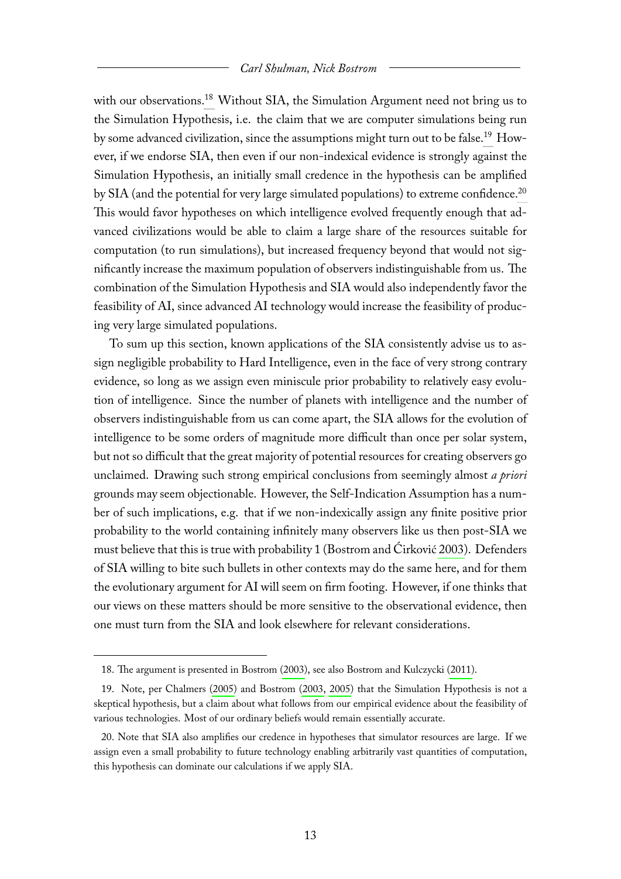with our observations.[18] Without SIA, the Simulation Argument need not bring us to the Simulation Hypothesis, i.e. the claim that we are computer simulations being run by some advanced civilization, since the assumptions might turn out to be false.[19] However, if we endorse SIA, then even if our non-indexical evidence is strongly against the Simulation Hypothesis, an initially small credence in the hypothesis can be amplified by SIA (and the potential for very large simulated populations) to extreme confidence.[20] This would favor hypotheses on which intelligence evolved frequently enough that advanced civilizations would be able to claim a large share of the resources suitable for computation (to run simulations), but increased frequency beyond that would not significantly increase the maximum population of observers indistinguishable from us. The combination of the Simulation Hypothesis and SIA would also independently favor the feasibility of AI, since advanced AI technology would increase the feasibility of producing very large simulated populations.

To sum up this section, known applications of the SIA consistently advise us to assign negligible probability to Hard Intelligence, even in the face of very strong contrary evidence, so long as we assign even miniscule prior probability to relatively easy evolution of intelligence. Since the number of planets with intelligence and the number of observers indistinguishable from us can come apart, the SIA allows for the evolution of intelligence to be some orders of magnitude more difficult than once per solar system, but not so difficult that the great majority of potential resources for creating observers go unclaimed. Drawing such strong empirical conclusions from seemingly almost *a priori* grounds may seem objectionable. However, the Self-Indication Assumption has a number of such implications, e.g. that if we non-indexically assign any finite positive prior probability to the world containing infinitely many observers like us then post-SIA we must believe that this is true with probability 1 (Bostrom and Ćirković 2003). Defenders of SIA willing to bite such bullets in other contexts may do the same here, and for them the evolutionary argument for AI will seem on firm footing. However, if one thinks that our views on these matters should be more sensitive to the observational evidence, then one must turn from the SIA and look elsewhere for relevant considerations.

---

18. The argument is presented in Bostrom (2003), see also Bostrom and Kulczycki (2011).

19. Note, per Chalmers (2005) and Bostrom (2003, 2005) that the Simulation Hypothesis is not a skeptical hypothesis, but a claim about what follows from our empirical evidence about the feasibility of various technologies. Most of our ordinary beliefs would remain essentially accurate.

20. Note that SIA also amplifies our credence in hypotheses that simulator resources are large. If we assign even a small probability to future technology enabling arbitrarily vast quantities of computation, this hypothesis can dominate our calculations if we apply SIA.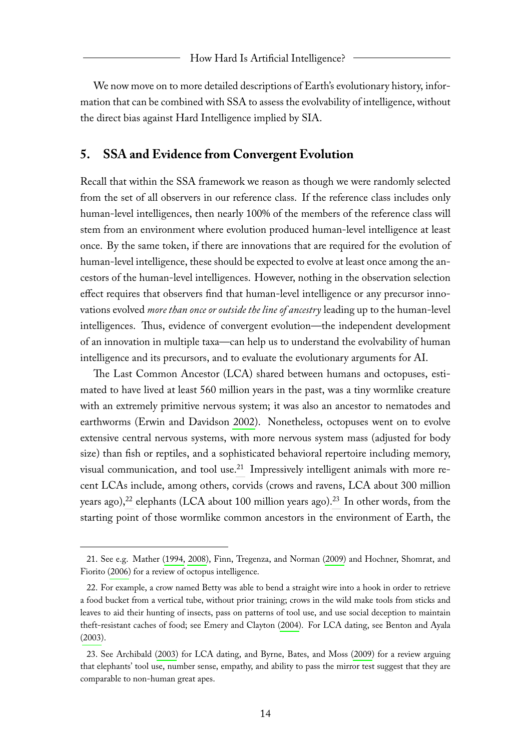We now move on to more detailed descriptions of Earth's evolutionary history, information that can be combined with SSA to assess the evolvability of intelligence, without the direct bias against Hard Intelligence implied by SIA.

## 5. SSA and Evidence from Convergent Evolution

Recall that within the SSA framework we reason as though we were randomly selected from the set of all observers in our reference class. If the reference class includes only human-level intelligences, then nearly 100% of the members of the reference class will stem from an environment where evolution produced human-level intelligence at least once. By the same token, if there are innovations that are required for the evolution of human-level intelligence, these should be expected to evolve at least once among the ancestors of the human-level intelligences. However, nothing in the observation selection effect requires that observers find that human-level intelligence or any precursor innovations evolved *more than once or outside the line of ancestry* leading up to the human-level intelligences. Thus, evidence of convergent evolution—the independent development of an innovation in multiple taxa—can help us to understand the evolvability of human intelligence and its precursors, and to evaluate the evolutionary arguments for AI.

The Last Common Ancestor (LCA) shared between humans and octopuses, estimated to have lived at least 560 million years in the past, was a tiny wormlike creature with an extremely primitive nervous system; it was also an ancestor to nematodes and earthworms (Erwin and Davidson 2002). Nonetheless, octopuses went on to evolve extensive central nervous systems, with more nervous system mass (adjusted for body size) than fish or reptiles, and a sophisticated behavioral repertoire including memory, visual communication, and tool use.[21] Impressively intelligent animals with more recent LCAs include, among others, corvids (crows and ravens, LCA about 300 million years ago),[22] elephants (LCA about 100 million years ago).[23] In other words, from the starting point of those wormlike common ancestors in the environment of Earth, the

21. See e.g. Mather (1994, 2008), Finn, Tregenza, and Norman (2009) and Hochner, Shomrat, and Fiorito (2006) for a review of octopus intelligence.

22. For example, a crow named Betty was able to bend a straight wire into a hook in order to retrieve a food bucket from a vertical tube, without prior training; crows in the wild make tools from sticks and leaves to aid their hunting of insects, pass on patterns of tool use, and use social deception to maintain theft-resistant caches of food; see Emery and Clayton (2004). For LCA dating, see Benton and Ayala (2003).

23. See Archibald (2003) for LCA dating, and Byrne, Bates, and Moss (2009) for a review arguing that elephants' tool use, number sense, empathy, and ability to pass the mirror test suggest that they are comparable to non-human great apes.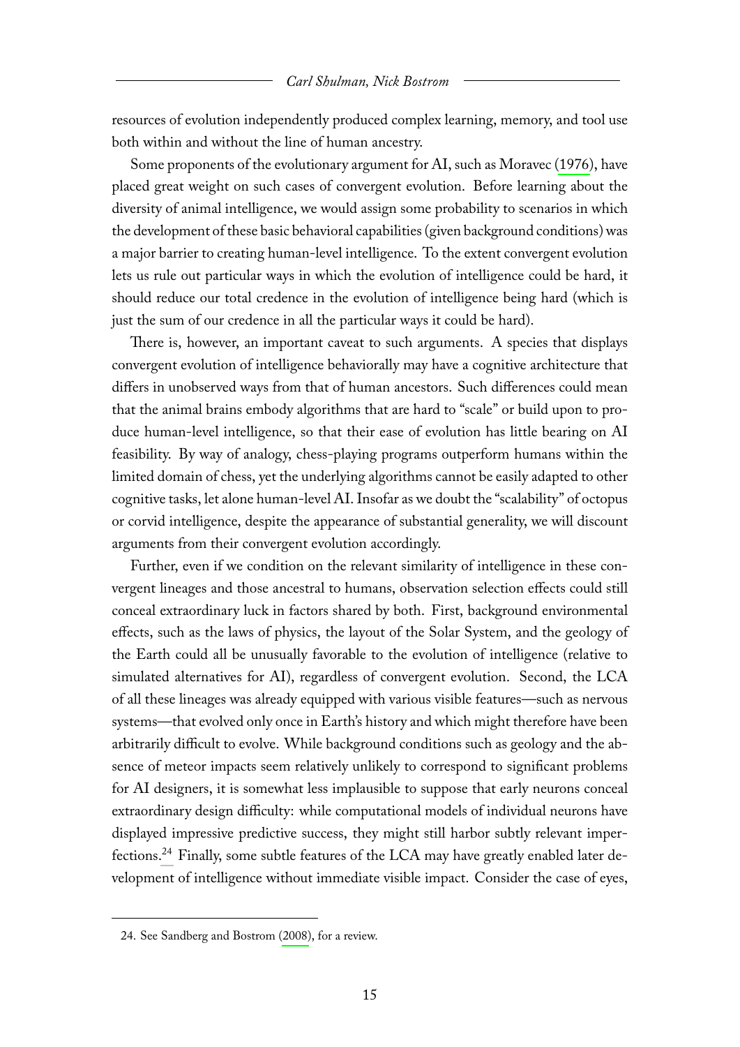resources of evolution independently produced complex learning, memory, and tool use both within and without the line of human ancestry.

Some proponents of the evolutionary argument for AI, such as Moravec (1976), have placed great weight on such cases of convergent evolution. Before learning about the diversity of animal intelligence, we would assign some probability to scenarios in which the development of these basic behavioral capabilities (given background conditions) was a major barrier to creating human-level intelligence. To the extent convergent evolution lets us rule out particular ways in which the evolution of intelligence could be hard, it should reduce our total credence in the evolution of intelligence being hard (which is just the sum of our credence in all the particular ways it could be hard).

There is, however, an important caveat to such arguments. A species that displays convergent evolution of intelligence behaviorally may have a cognitive architecture that differs in unobserved ways from that of human ancestors. Such differences could mean that the animal brains embody algorithms that are hard to "scale" or build upon to produce human-level intelligence, so that their ease of evolution has little bearing on AI feasibility. By way of analogy, chess-playing programs outperform humans within the limited domain of chess, yet the underlying algorithms cannot be easily adapted to other cognitive tasks, let alone human-level AI. Insofar as we doubt the "scalability" of octopus or corvid intelligence, despite the appearance of substantial generality, we will discount arguments from their convergent evolution accordingly.

Further, even if we condition on the relevant similarity of intelligence in these convergent lineages and those ancestral to humans, observation selection effects could still conceal extraordinary luck in factors shared by both. First, background environmental effects, such as the laws of physics, the layout of the Solar System, and the geology of the Earth could all be unusually favorable to the evolution of intelligence (relative to simulated alternatives for AI), regardless of convergent evolution. Second, the LCA of all these lineages was already equipped with various visible features—such as nervous systems—that evolved only once in Earth's history and which might therefore have been arbitrarily difficult to evolve. While background conditions such as geology and the absence of meteor impacts seem relatively unlikely to correspond to significant problems for AI designers, it is somewhat less implausible to suppose that early neurons conceal extraordinary design difficulty: while computational models of individual neurons have displayed impressive predictive success, they might still harbor subtly relevant imperfections.[24] Finally, some subtle features of the LCA may have greatly enabled later development of intelligence without immediate visible impact. Consider the case of eyes,

24. See Sandberg and Bostrom (2008), for a review.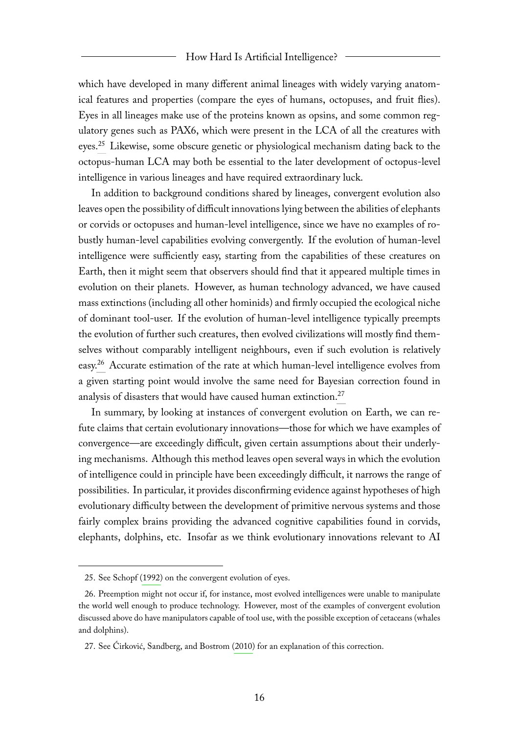which have developed in many different animal lineages with widely varying anatomical features and properties (compare the eyes of humans, octopuses, and fruit flies). Eyes in all lineages make use of the proteins known as opsins, and some common regulatory genes such as PAX6, which were present in the LCA of all the creatures with eyes.[25] Likewise, some obscure genetic or physiological mechanism dating back to the octopus-human LCA may both be essential to the later development of octopus-level intelligence in various lineages and have required extraordinary luck.

In addition to background conditions shared by lineages, convergent evolution also leaves open the possibility of difficult innovations lying between the abilities of elephants or corvids or octopuses and human-level intelligence, since we have no examples of robustly human-level capabilities evolving convergently. If the evolution of human-level intelligence were sufficiently easy, starting from the capabilities of these creatures on Earth, then it might seem that observers should find that it appeared multiple times in evolution on their planets. However, as human technology advanced, we have caused mass extinctions (including all other hominids) and firmly occupied the ecological niche of dominant tool-user. If the evolution of human-level intelligence typically preempts the evolution of further such creatures, then evolved civilizations will mostly find themselves without comparably intelligent neighbours, even if such evolution is relatively easy.[26] Accurate estimation of the rate at which human-level intelligence evolves from a given starting point would involve the same need for Bayesian correction found in analysis of disasters that would have caused human extinction.[27]

In summary, by looking at instances of convergent evolution on Earth, we can refute claims that certain evolutionary innovations—those for which we have examples of convergence—are exceedingly difficult, given certain assumptions about their underlying mechanisms. Although this method leaves open several ways in which the evolution of intelligence could in principle have been exceedingly difficult, it narrows the range of possibilities. In particular, it provides disconfirming evidence against hypotheses of high evolutionary difficulty between the development of primitive nervous systems and those fairly complex brains providing the advanced cognitive capabilities found in corvids, elephants, dolphins, etc. Insofar as we think evolutionary innovations relevant to AI

---

25. See Schopf (1992) on the convergent evolution of eyes.

26. Preemption might not occur if, for instance, most evolved intelligences were unable to manipulate the world well enough to produce technology. However, most of the examples of convergent evolution discussed above do have manipulators capable of tool use, with the possible exception of cetaceans (whales and dolphins).

27. See Ćirković, Sandberg, and Bostrom (2010) for an explanation of this correction.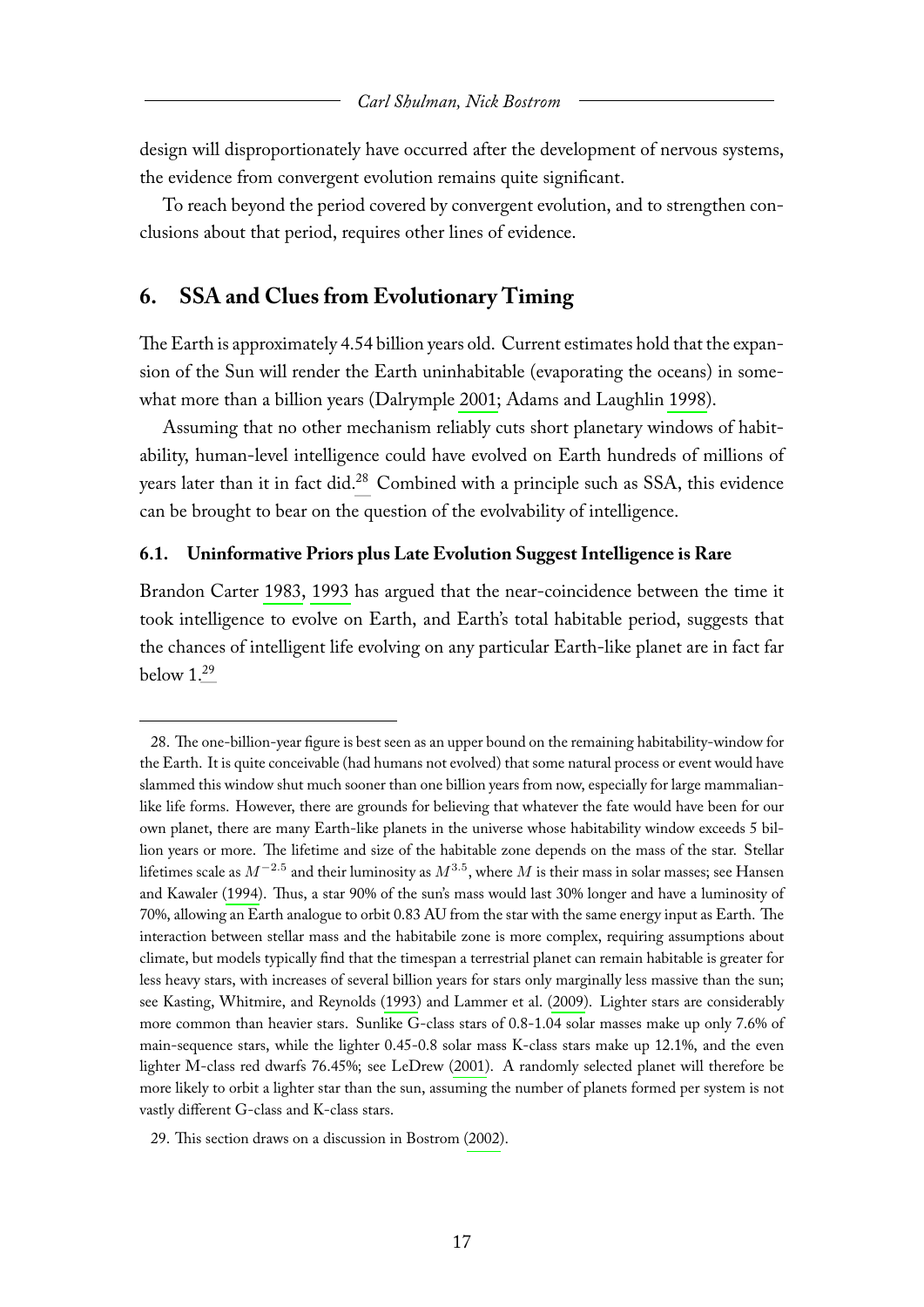design will disproportionately have occurred after the development of nervous systems, the evidence from convergent evolution remains quite significant.

To reach beyond the period covered by convergent evolution, and to strengthen conclusions about that period, requires other lines of evidence.

## 6. SSA and Clues from Evolutionary Timing

The Earth is approximately 4.54 billion years old. Current estimates hold that the expansion of the Sun will render the Earth uninhabitable (evaporating the oceans) in somewhat more than a billion years (Dalrymple 2001; Adams and Laughlin 1998).

Assuming that no other mechanism reliably cuts short planetary windows of habitability, human-level intelligence could have evolved on Earth hundreds of millions of years later than it in fact did.[28] Combined with a principle such as SSA, this evidence can be brought to bear on the question of the evolvability of intelligence.

### 6.1. Uninformative Priors plus Late Evolution Suggest Intelligence is Rare

Brandon Carter 1983, 1993 has argued that the near-coincidence between the time it took intelligence to evolve on Earth, and Earth's total habitable period, suggests that the chances of intelligent life evolving on any particular Earth-like planet are in fact far below 1.[29]

---

28. The one-billion-year figure is best seen as an upper bound on the remaining habitability-window for the Earth. It is quite conceivable (had humans not evolved) that some natural process or event would have slammed this window shut much sooner than one billion years from now, especially for large mammalian-like life forms. However, there are grounds for believing that whatever the fate would have been for our own planet, there are many Earth-like planets in the universe whose habitability window exceeds 5 billion years or more. The lifetime and size of the habitable zone depends on the mass of the star. Stellar lifetimes scale as $M^{-2.5}$ and their luminosity as $M^{3.5}$, where $M$ is their mass in solar masses; see Hansen and Kawaler (1994). Thus, a star 90% of the sun's mass would last 30% longer and have a luminosity of 70%, allowing an Earth analogue to orbit 0.83 AU from the star with the same energy input as Earth. The interaction between stellar mass and the habitabile zone is more complex, requiring assumptions about climate, but models typically find that the timespan a terrestrial planet can remain habitable is greater for less heavy stars, with increases of several billion years for stars only marginally less massive than the sun; see Kasting, Whitmire, and Reynolds (1993) and Lammer et al. (2009). Lighter stars are considerably more common than heavier stars. Sunlike G-class stars of 0.8-1.04 solar masses make up only 7.6% of main-sequence stars, while the lighter 0.45-0.8 solar mass K-class stars make up 12.1%, and the even lighter M-class red dwarfs 76.45%; see LeDrew (2001). A randomly selected planet will therefore be more likely to orbit a lighter star than the sun, assuming the number of planets formed per system is not vastly different G-class and K-class stars.

29. This section draws on a discussion in Bostrom (2002).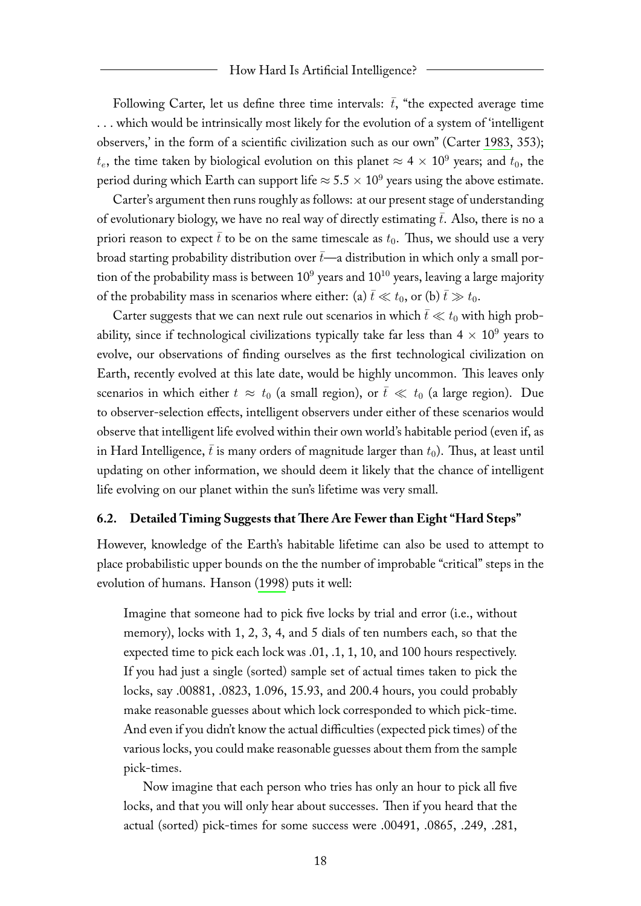Following Carter, let us define three time intervals: $\bar{t}$, "the expected average time . . . which would be intrinsically most likely for the evolution of a system of 'intelligent observers,' in the form of a scientific civilization such as our own" (Carter 1983, 353); $t_e$, the time taken by biological evolution on this planet $\approx 4 \times 10^9$ years; and $t_0$, the period during which Earth can support life $\approx 5.5 \times 10^9$ years using the above estimate.

Carter's argument then runs roughly as follows: at our present stage of understanding of evolutionary biology, we have no real way of directly estimating $\bar{t}$. Also, there is no a priori reason to expect $\bar{t}$ to be on the same timescale as $t_0$. Thus, we should use a very broad starting probability distribution over $\bar{t}$—a distribution in which only a small portion of the probability mass is between $10^9$ years and $10^{10}$ years, leaving a large majority of the probability mass in scenarios where either: (a) $\bar{t} \ll t_0$, or (b) $\bar{t} \gg t_0$.

Carter suggests that we can next rule out scenarios in which $\bar{t} \ll t_0$ with high probability, since if technological civilizations typically take far less than $4 \times 10^9$ years to evolve, our observations of finding ourselves as the first technological civilization on Earth, recently evolved at this late date, would be highly uncommon. This leaves only scenarios in which either $t \approx t_0$ (a small region), or $\bar{t} \ll t_0$ (a large region). Due to observer-selection effects, intelligent observers under either of these scenarios would observe that intelligent life evolved within their own world's habitable period (even if, as in Hard Intelligence, $\bar{t}$ is many orders of magnitude larger than $t_0$). Thus, at least until updating on other information, we should deem it likely that the chance of intelligent life evolving on our planet within the sun's lifetime was very small.

### 6.2. Detailed Timing Suggests that There Are Fewer than Eight "Hard Steps"

However, knowledge of the Earth's habitable lifetime can also be used to attempt to place probabilistic upper bounds on the the number of improbable "critical" steps in the evolution of humans. Hanson (1998) puts it well:

> Imagine that someone had to pick five locks by trial and error (i.e., without memory), locks with 1, 2, 3, 4, and 5 dials of ten numbers each, so that the expected time to pick each lock was .01, .1, 1, 10, and 100 hours respectively. If you had just a single (sorted) sample set of actual times taken to pick the locks, say .00881, .0823, 1.096, 15.93, and 200.4 hours, you could probably make reasonable guesses about which lock corresponded to which pick-time. And even if you didn't know the actual difficulties (expected pick times) of the various locks, you could make reasonable guesses about them from the sample pick-times.
>
> Now imagine that each person who tries has only an hour to pick all five locks, and that you will only hear about successes. Then if you heard that the actual (sorted) pick-times for some success were .00491, .0865, .249, .281,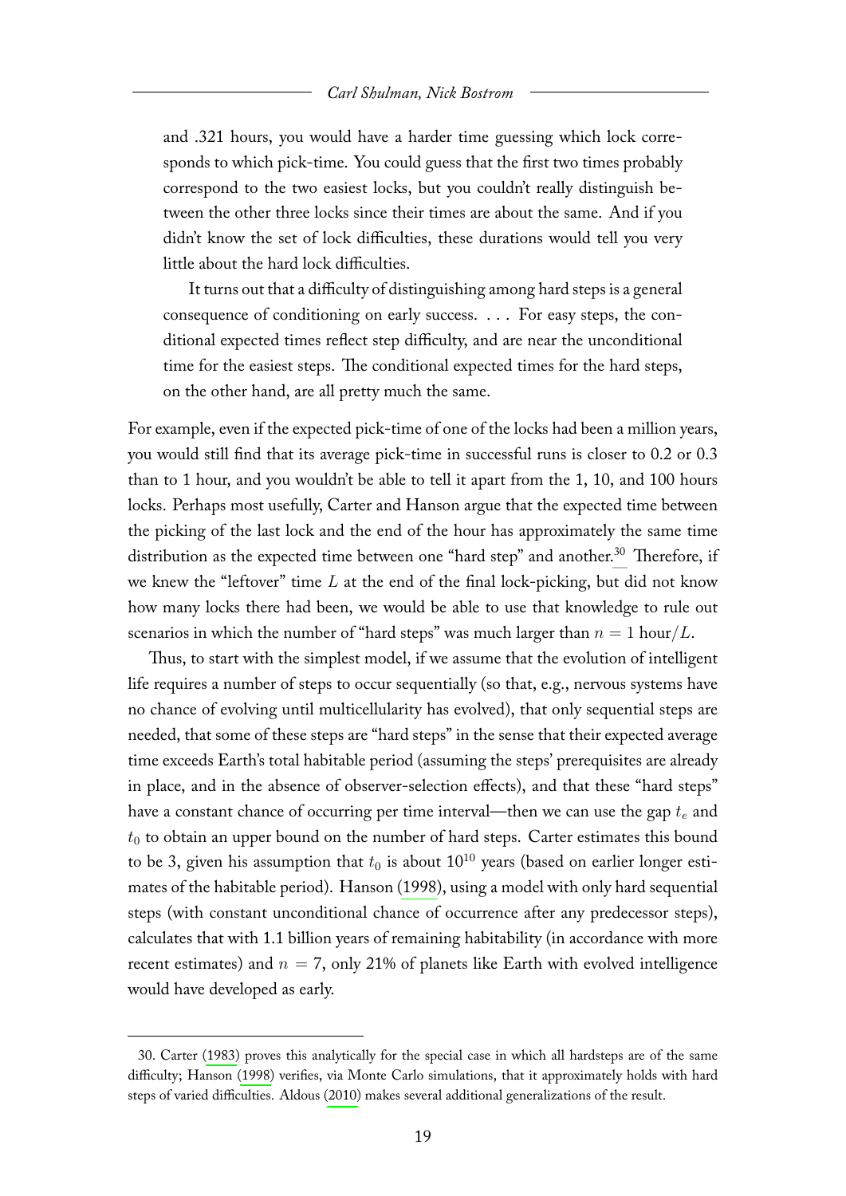and .321 hours, you would have a harder time guessing which lock corresponds to which pick-time. You could guess that the first two times probably correspond to the two easiest locks, but you couldn't really distinguish between the other three locks since their times are about the same. And if you didn't know the set of lock difficulties, these durations would tell you very little about the hard lock difficulties.

It turns out that a difficulty of distinguishing among hard steps is a general consequence of conditioning on early success. . . . For easy steps, the conditional expected times reflect step difficulty, and are near the unconditional time for the easiest steps. The conditional expected times for the hard steps, on the other hand, are all pretty much the same.

For example, even if the expected pick-time of one of the locks had been a million years, you would still find that its average pick-time in successful runs is closer to 0.2 or 0.3 than to 1 hour, and you wouldn't be able to tell it apart from the 1, 10, and 100 hours locks. Perhaps most usefully, Carter and Hanson argue that the expected time between the picking of the last lock and the end of the hour has approximately the same time distribution as the expected time between one "hard step" and another.[30] Therefore, if we knew the "leftover" time $L$ at the end of the final lock-picking, but did not know how many locks there had been, we would be able to use that knowledge to rule out scenarios in which the number of "hard steps" was much larger than $n = 1$ hour$/L$.

Thus, to start with the simplest model, if we assume that the evolution of intelligent life requires a number of steps to occur sequentially (so that, e.g., nervous systems have no chance of evolving until multicellularity has evolved), that only sequential steps are needed, that some of these steps are "hard steps" in the sense that their expected average time exceeds Earth's total habitable period (assuming the steps' prerequisites are already in place, and in the absence of observer-selection effects), and that these "hard steps" have a constant chance of occurring per time interval—then we can use the gap $t_e$ and $t_0$ to obtain an upper bound on the number of hard steps. Carter estimates this bound to be 3, given his assumption that $t_0$ is about $10^{10}$ years (based on earlier longer estimates of the habitable period). Hanson (1998), using a model with only hard sequential steps (with constant unconditional chance of occurrence after any predecessor steps), calculates that with 1.1 billion years of remaining habitability (in accordance with more recent estimates) and $n = 7$, only 21% of planets like Earth with evolved intelligence would have developed as early.

30. Carter (1983) proves this analytically for the special case in which all hardsteps are of the same difficulty; Hanson (1998) verifies, via Monte Carlo simulations, that it approximately holds with hard steps of varied difficulties. Aldous (2010) makes several additional generalizations of the result.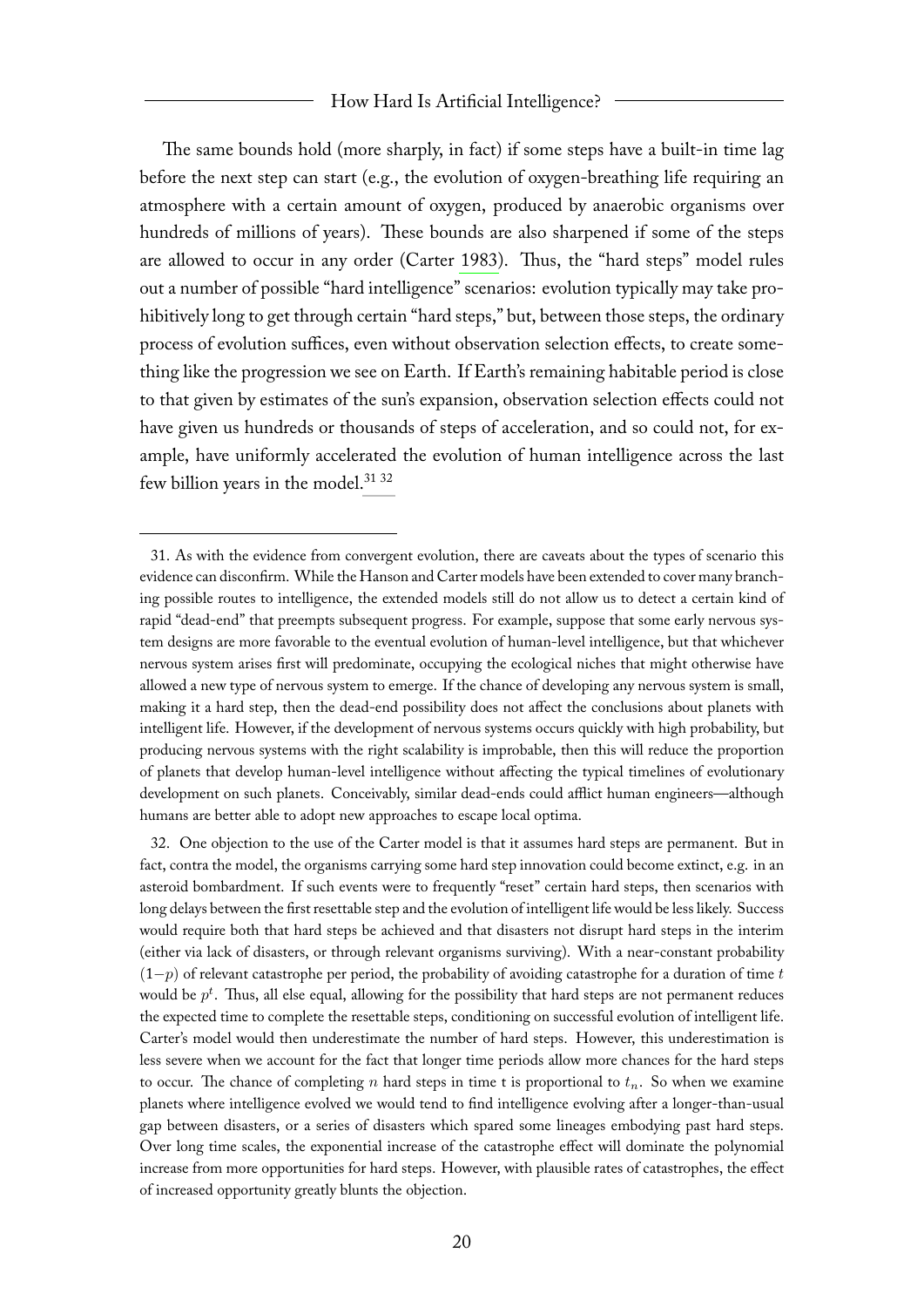The same bounds hold (more sharply, in fact) if some steps have a built-in time lag before the next step can start (e.g., the evolution of oxygen-breathing life requiring an atmosphere with a certain amount of oxygen, produced by anaerobic organisms over hundreds of millions of years). These bounds are also sharpened if some of the steps are allowed to occur in any order (Carter 1983). Thus, the "hard steps" model rules out a number of possible "hard intelligence" scenarios: evolution typically may take prohibitively long to get through certain "hard steps," but, between those steps, the ordinary process of evolution suffices, even without observation selection effects, to create something like the progression we see on Earth. If Earth's remaining habitable period is close to that given by estimates of the sun's expansion, observation selection effects could not have given us hundreds or thousands of steps of acceleration, and so could not, for example, have uniformly accelerated the evolution of human intelligence across the last few billion years in the model.[31] [32]

---

31. As with the evidence from convergent evolution, there are caveats about the types of scenario this evidence can disconfirm. While the Hanson and Carter models have been extended to cover many branching possible routes to intelligence, the extended models still do not allow us to detect a certain kind of rapid "dead-end" that preempts subsequent progress. For example, suppose that some early nervous system designs are more favorable to the eventual evolution of human-level intelligence, but that whichever nervous system arises first will predominate, occupying the ecological niches that might otherwise have allowed a new type of nervous system to emerge. If the chance of developing any nervous system is small, making it a hard step, then the dead-end possibility does not affect the conclusions about planets with intelligent life. However, if the development of nervous systems occurs quickly with high probability, but producing nervous systems with the right scalability is improbable, then this will reduce the proportion of planets that develop human-level intelligence without affecting the typical timelines of evolutionary development on such planets. Conceivably, similar dead-ends could afflict human engineers—although humans are better able to adopt new approaches to escape local optima.

32. One objection to the use of the Carter model is that it assumes hard steps are permanent. But in fact, contra the model, the organisms carrying some hard step innovation could become extinct, e.g. in an asteroid bombardment. If such events were to frequently "reset" certain hard steps, then scenarios with long delays between the first resettable step and the evolution of intelligent life would be less likely. Success would require both that hard steps be achieved and that disasters not disrupt hard steps in the interim (either via lack of disasters, or through relevant organisms surviving). With a near-constant probability $(1-p)$ of relevant catastrophe per period, the probability of avoiding catastrophe for a duration of time $t$ would be $p^t$. Thus, all else equal, allowing for the possibility that hard steps are not permanent reduces the expected time to complete the resettable steps, conditioning on successful evolution of intelligent life. Carter's model would then underestimate the number of hard steps. However, this underestimation is less severe when we account for the fact that longer time periods allow more chances for the hard steps to occur. The chance of completing $n$ hard steps in time t is proportional to $t_n$. So when we examine planets where intelligence evolved we would tend to find intelligence evolving after a longer-than-usual gap between disasters, or a series of disasters which spared some lineages embodying past hard steps. Over long time scales, the exponential increase of the catastrophe effect will dominate the polynomial increase from more opportunities for hard steps. However, with plausible rates of catastrophes, the effect of increased opportunity greatly blunts the objection.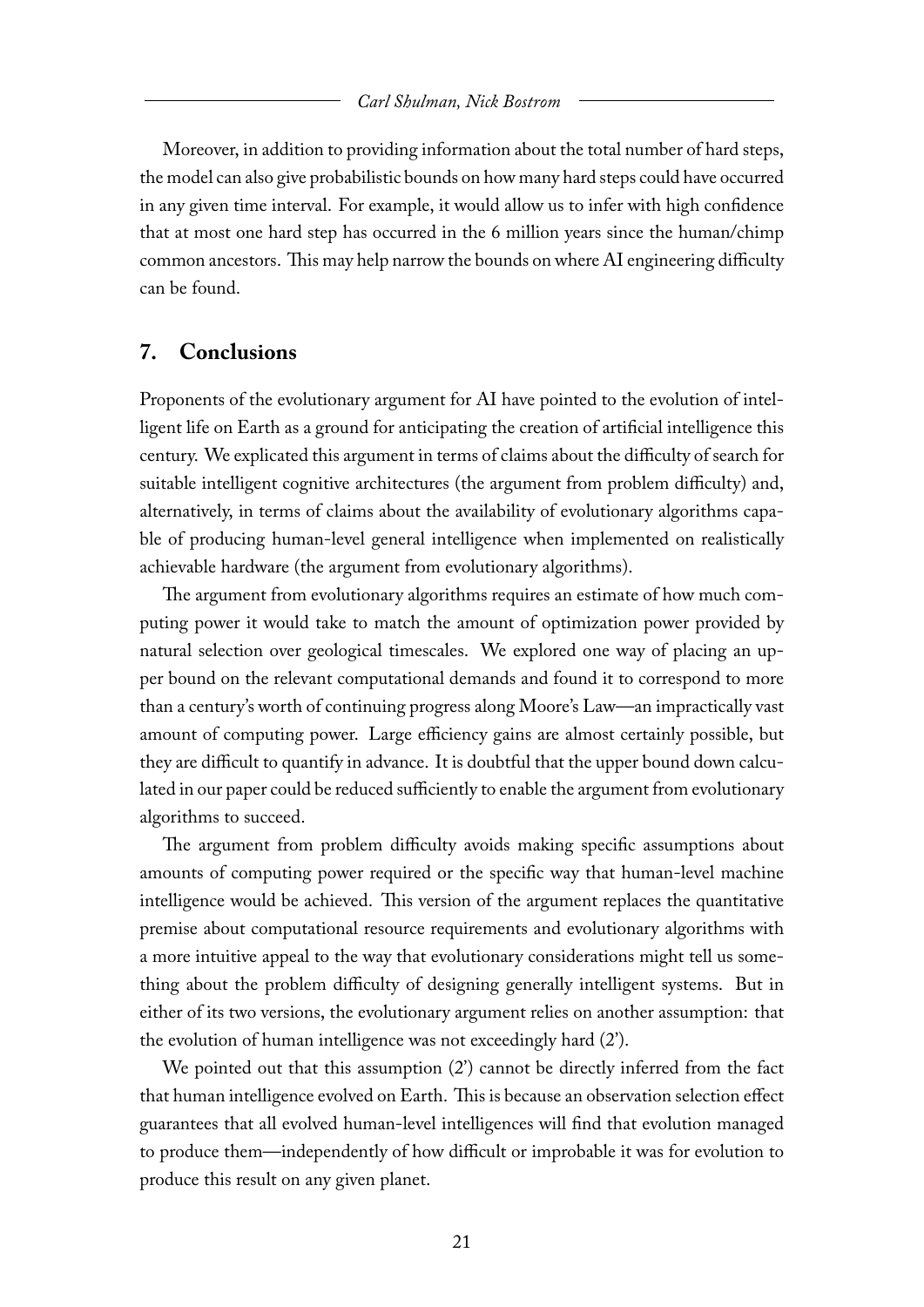Moreover, in addition to providing information about the total number of hard steps, the model can also give probabilistic bounds on how many hard steps could have occurred in any given time interval. For example, it would allow us to infer with high confidence that at most one hard step has occurred in the 6 million years since the human/chimp common ancestors. This may help narrow the bounds on where AI engineering difficulty can be found.

## 7. Conclusions

Proponents of the evolutionary argument for AI have pointed to the evolution of intelligent life on Earth as a ground for anticipating the creation of artificial intelligence this century. We explicated this argument in terms of claims about the difficulty of search for suitable intelligent cognitive architectures (the argument from problem difficulty) and, alternatively, in terms of claims about the availability of evolutionary algorithms capable of producing human-level general intelligence when implemented on realistically achievable hardware (the argument from evolutionary algorithms).

The argument from evolutionary algorithms requires an estimate of how much computing power it would take to match the amount of optimization power provided by natural selection over geological timescales. We explored one way of placing an upper bound on the relevant computational demands and found it to correspond to more than a century's worth of continuing progress along Moore's Law—an impractically vast amount of computing power. Large efficiency gains are almost certainly possible, but they are difficult to quantify in advance. It is doubtful that the upper bound down calculated in our paper could be reduced sufficiently to enable the argument from evolutionary algorithms to succeed.

The argument from problem difficulty avoids making specific assumptions about amounts of computing power required or the specific way that human-level machine intelligence would be achieved. This version of the argument replaces the quantitative premise about computational resource requirements and evolutionary algorithms with a more intuitive appeal to the way that evolutionary considerations might tell us something about the problem difficulty of designing generally intelligent systems. But in either of its two versions, the evolutionary argument relies on another assumption: that the evolution of human intelligence was not exceedingly hard (2').

We pointed out that this assumption (2') cannot be directly inferred from the fact that human intelligence evolved on Earth. This is because an observation selection effect guarantees that all evolved human-level intelligences will find that evolution managed to produce them—independently of how difficult or improbable it was for evolution to produce this result on any given planet.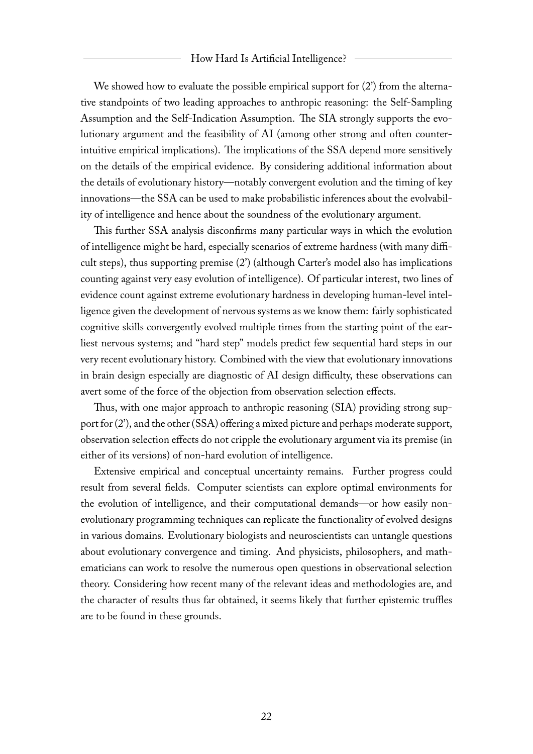We showed how to evaluate the possible empirical support for (2') from the alternative standpoints of two leading approaches to anthropic reasoning: the Self-Sampling Assumption and the Self-Indication Assumption. The SIA strongly supports the evolutionary argument and the feasibility of AI (among other strong and often counterintuitive empirical implications). The implications of the SSA depend more sensitively on the details of the empirical evidence. By considering additional information about the details of evolutionary history—notably convergent evolution and the timing of key innovations—the SSA can be used to make probabilistic inferences about the evolvability of intelligence and hence about the soundness of the evolutionary argument.

This further SSA analysis disconfirms many particular ways in which the evolution of intelligence might be hard, especially scenarios of extreme hardness (with many difficult steps), thus supporting premise (2') (although Carter's model also has implications counting against very easy evolution of intelligence). Of particular interest, two lines of evidence count against extreme evolutionary hardness in developing human-level intelligence given the development of nervous systems as we know them: fairly sophisticated cognitive skills convergently evolved multiple times from the starting point of the earliest nervous systems; and "hard step" models predict few sequential hard steps in our very recent evolutionary history. Combined with the view that evolutionary innovations in brain design especially are diagnostic of AI design difficulty, these observations can avert some of the force of the objection from observation selection effects.

Thus, with one major approach to anthropic reasoning (SIA) providing strong support for (2'), and the other (SSA) offering a mixed picture and perhaps moderate support, observation selection effects do not cripple the evolutionary argument via its premise (in either of its versions) of non-hard evolution of intelligence.

Extensive empirical and conceptual uncertainty remains. Further progress could result from several fields. Computer scientists can explore optimal environments for the evolution of intelligence, and their computational demands—or how easily non-evolutionary programming techniques can replicate the functionality of evolved designs in various domains. Evolutionary biologists and neuroscientists can untangle questions about evolutionary convergence and timing. And physicists, philosophers, and mathematicians can work to resolve the numerous open questions in observational selection theory. Considering how recent many of the relevant ideas and methodologies are, and the character of results thus far obtained, it seems likely that further epistemic truffles are to be found in these grounds.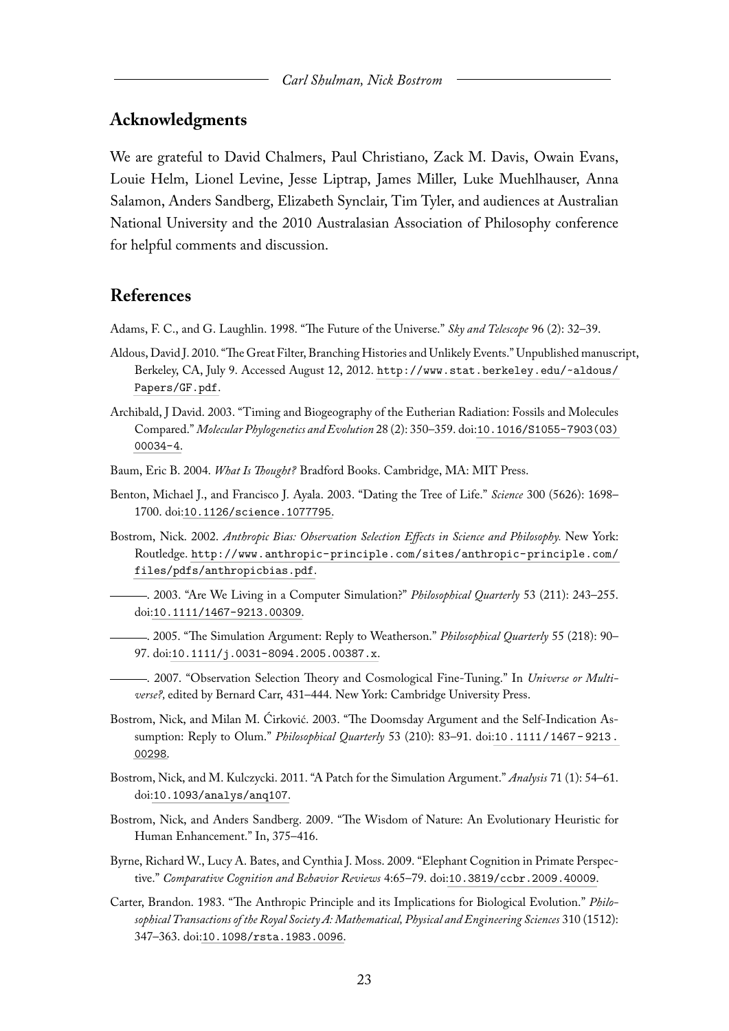## Acknowledgments

We are grateful to David Chalmers, Paul Christiano, Zack M. Davis, Owain Evans, Louie Helm, Lionel Levine, Jesse Liptrap, James Miller, Luke Muehlhauser, Anna Salamon, Anders Sandberg, Elizabeth Synclair, Tim Tyler, and audiences at Australian National University and the 2010 Australasian Association of Philosophy conference for helpful comments and discussion.

## References

Adams, F. C., and G. Laughlin. 1998. "The Future of the Universe." *Sky and Telescope* 96 (2): 32–39.

Aldous, David J. 2010. "The Great Filter, Branching Histories and Unlikely Events." Unpublished manuscript, Berkeley, CA, July 9. Accessed August 12, 2012. http://www.stat.berkeley.edu/~aldous/Papers/GF.pdf.

Archibald, J David. 2003. "Timing and Biogeography of the Eutherian Radiation: Fossils and Molecules Compared." *Molecular Phylogenetics and Evolution* 28 (2): 350–359. doi:10.1016/S1055-7903(03)00034-4.

Baum, Eric B. 2004. *What Is Thought?* Bradford Books. Cambridge, MA: MIT Press.

Benton, Michael J., and Francisco J. Ayala. 2003. "Dating the Tree of Life." *Science* 300 (5626): 1698–1700. doi:10.1126/science.1077795.

Bostrom, Nick. 2002. *Anthropic Bias: Observation Selection Effects in Science and Philosophy.* New York: Routledge. http://www.anthropic-principle.com/sites/anthropic-principle.com/files/pdfs/anthropicbias.pdf.

———. 2003. "Are We Living in a Computer Simulation?" *Philosophical Quarterly* 53 (211): 243–255. doi:10.1111/1467-9213.00309.

———. 2005. "The Simulation Argument: Reply to Weatherson." *Philosophical Quarterly* 55 (218): 90–97. doi:10.1111/j.0031-8094.2005.00387.x.

———. 2007. "Observation Selection Theory and Cosmological Fine-Tuning." In *Universe or Multiverse?,* edited by Bernard Carr, 431–444. New York: Cambridge University Press.

Bostrom, Nick, and Milan M. Ćirković. 2003. "The Doomsday Argument and the Self-Indication Assumption: Reply to Olum." *Philosophical Quarterly* 53 (210): 83–91. doi:10.1111/1467-9213.00298.

Bostrom, Nick, and M. Kulczycki. 2011. "A Patch for the Simulation Argument." *Analysis* 71 (1): 54–61. doi:10.1093/analys/anq107.

Bostrom, Nick, and Anders Sandberg. 2009. "The Wisdom of Nature: An Evolutionary Heuristic for Human Enhancement." In, 375–416.

Byrne, Richard W., Lucy A. Bates, and Cynthia J. Moss. 2009. "Elephant Cognition in Primate Perspective." *Comparative Cognition and Behavior Reviews* 4:65–79. doi:10.3819/ccbr.2009.40009.

Carter, Brandon. 1983. "The Anthropic Principle and its Implications for Biological Evolution." *Philosophical Transactions of the Royal Society A: Mathematical, Physical and Engineering Sciences* 310 (1512): 347–363. doi:10.1098/rsta.1983.0096.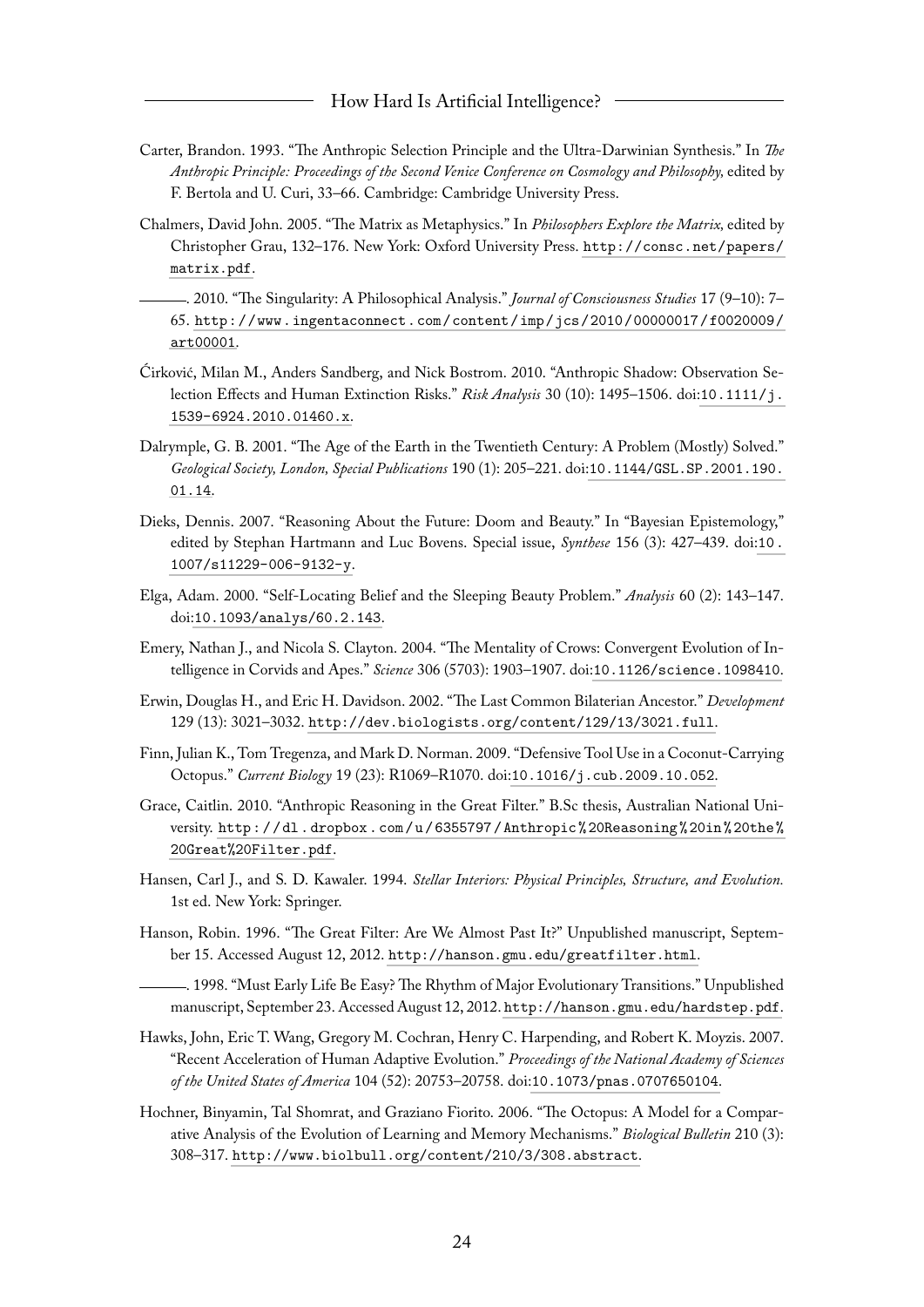Carter, Brandon. 1993. "The Anthropic Selection Principle and the Ultra-Darwinian Synthesis." In *The Anthropic Principle: Proceedings of the Second Venice Conference on Cosmology and Philosophy*, edited by F. Bertola and U. Curi, 33–66. Cambridge: Cambridge University Press.

Chalmers, David John. 2005. "The Matrix as Metaphysics." In *Philosophers Explore the Matrix*, edited by Christopher Grau, 132–176. New York: Oxford University Press. http://consc.net/papers/matrix.pdf.

———. 2010. "The Singularity: A Philosophical Analysis." *Journal of Consciousness Studies* 17 (9–10): 7–65. http://www.ingentaconnect.com/content/imp/jcs/2010/00000017/f0020009/art00001.

Ćirković, Milan M., Anders Sandberg, and Nick Bostrom. 2010. "Anthropic Shadow: Observation Selection Effects and Human Extinction Risks." *Risk Analysis* 30 (10): 1495–1506. doi:10.1111/j.1539-6924.2010.01460.x.

Dalrymple, G. B. 2001. "The Age of the Earth in the Twentieth Century: A Problem (Mostly) Solved." *Geological Society, London, Special Publications* 190 (1): 205–221. doi:10.1144/GSL.SP.2001.190.01.14.

Dieks, Dennis. 2007. "Reasoning About the Future: Doom and Beauty." In "Bayesian Epistemology," edited by Stephan Hartmann and Luc Bovens. Special issue, *Synthese* 156 (3): 427–439. doi:10.1007/s11229-006-9132-y.

Elga, Adam. 2000. "Self-Locating Belief and the Sleeping Beauty Problem." *Analysis* 60 (2): 143–147. doi:10.1093/analys/60.2.143.

Emery, Nathan J., and Nicola S. Clayton. 2004. "The Mentality of Crows: Convergent Evolution of Intelligence in Corvids and Apes." *Science* 306 (5703): 1903–1907. doi:10.1126/science.1098410.

Erwin, Douglas H., and Eric H. Davidson. 2002. "The Last Common Bilaterian Ancestor." *Development* 129 (13): 3021–3032. http://dev.biologists.org/content/129/13/3021.full.

Finn, Julian K., Tom Tregenza, and Mark D. Norman. 2009. "Defensive Tool Use in a Coconut-Carrying Octopus." *Current Biology* 19 (23): R1069–R1070. doi:10.1016/j.cub.2009.10.052.

Grace, Caitlin. 2010. "Anthropic Reasoning in the Great Filter." B.Sc thesis, Australian National University. http://dl.dropbox.com/u/6355797/Anthropic%20Reasoning%20in%20the%20Great%20Filter.pdf.

Hansen, Carl J., and S. D. Kawaler. 1994. *Stellar Interiors: Physical Principles, Structure, and Evolution.* 1st ed. New York: Springer.

Hanson, Robin. 1996. "The Great Filter: Are We Almost Past It?" Unpublished manuscript, September 15. Accessed August 12, 2012. http://hanson.gmu.edu/greatfilter.html.

———. 1998. "Must Early Life Be Easy? The Rhythm of Major Evolutionary Transitions." Unpublished manuscript, September 23. Accessed August 12, 2012. http://hanson.gmu.edu/hardstep.pdf.

Hawks, John, Eric T. Wang, Gregory M. Cochran, Henry C. Harpending, and Robert K. Moyzis. 2007. "Recent Acceleration of Human Adaptive Evolution." *Proceedings of the National Academy of Sciences of the United States of America* 104 (52): 20753–20758. doi:10.1073/pnas.0707650104.

Hochner, Binyamin, Tal Shomrat, and Graziano Fiorito. 2006. "The Octopus: A Model for a Comparative Analysis of the Evolution of Learning and Memory Mechanisms." *Biological Bulletin* 210 (3): 308–317. http://www.biolbull.org/content/210/3/308.abstract.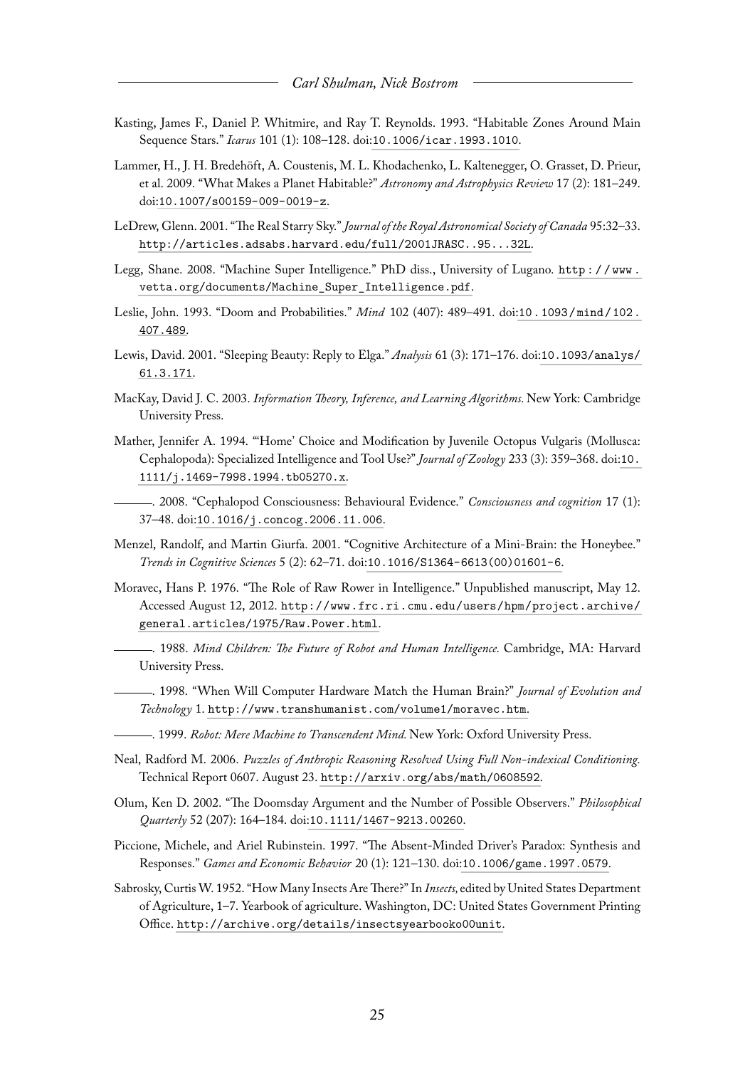Kasting, James F., Daniel P. Whitmire, and Ray T. Reynolds. 1993. "Habitable Zones Around Main Sequence Stars." *Icarus* 101 (1): 108–128. doi:10.1006/icar.1993.1010.

Lammer, H., J. H. Bredehöft, A. Coustenis, M. L. Khodachenko, L. Kaltenegger, O. Grasset, D. Prieur, et al. 2009. "What Makes a Planet Habitable?" *Astronomy and Astrophysics Review* 17 (2): 181–249. doi:10.1007/s00159-009-0019-z.

LeDrew, Glenn. 2001. "The Real Starry Sky." *Journal of the Royal Astronomical Society of Canada* 95:32–33. http://articles.adsabs.harvard.edu/full/2001JRASC..95...32L.

Legg, Shane. 2008. "Machine Super Intelligence." PhD diss., University of Lugano. http://www.vetta.org/documents/Machine_Super_Intelligence.pdf.

Leslie, John. 1993. "Doom and Probabilities." *Mind* 102 (407): 489–491. doi:10.1093/mind/102.407.489.

Lewis, David. 2001. "Sleeping Beauty: Reply to Elga." *Analysis* 61 (3): 171–176. doi:10.1093/analys/61.3.171.

MacKay, David J. C. 2003. *Information Theory, Inference, and Learning Algorithms.* New York: Cambridge University Press.

Mather, Jennifer A. 1994. "'Home' Choice and Modification by Juvenile Octopus Vulgaris (Mollusca: Cephalopoda): Specialized Intelligence and Tool Use?" *Journal of Zoology* 233 (3): 359–368. doi:10.1111/j.1469-7998.1994.tb05270.x.

———. 2008. "Cephalopod Consciousness: Behavioural Evidence." *Consciousness and cognition* 17 (1): 37–48. doi:10.1016/j.concog.2006.11.006.

Menzel, Randolf, and Martin Giurfa. 2001. "Cognitive Architecture of a Mini-Brain: the Honeybee." *Trends in Cognitive Sciences* 5 (2): 62–71. doi:10.1016/S1364-6613(00)01601-6.

Moravec, Hans P. 1976. "The Role of Raw Rower in Intelligence." Unpublished manuscript, May 12. Accessed August 12, 2012. http://www.frc.ri.cmu.edu/users/hpm/project.archive/general.articles/1975/Raw.Power.html.

———. 1988. *Mind Children: The Future of Robot and Human Intelligence.* Cambridge, MA: Harvard University Press.

———. 1998. "When Will Computer Hardware Match the Human Brain?" *Journal of Evolution and Technology* 1. http://www.transhumanist.com/volume1/moravec.htm.

———. 1999. *Robot: Mere Machine to Transcendent Mind.* New York: Oxford University Press.

Neal, Radford M. 2006. *Puzzles of Anthropic Reasoning Resolved Using Full Non-indexical Conditioning.* Technical Report 0607. August 23. http://arxiv.org/abs/math/0608592.

Olum, Ken D. 2002. "The Doomsday Argument and the Number of Possible Observers." *Philosophical Quarterly* 52 (207): 164–184. doi:10.1111/1467-9213.00260.

Piccione, Michele, and Ariel Rubinstein. 1997. "The Absent-Minded Driver's Paradox: Synthesis and Responses." *Games and Economic Behavior* 20 (1): 121–130. doi:10.1006/game.1997.0579.

Sabrosky, Curtis W. 1952. "How Many Insects Are There?" In *Insects,* edited by United States Department of Agriculture, 1–7. Yearbook of agriculture. Washington, DC: United States Government Printing Office. http://archive.org/details/insectsyearbooko00unit.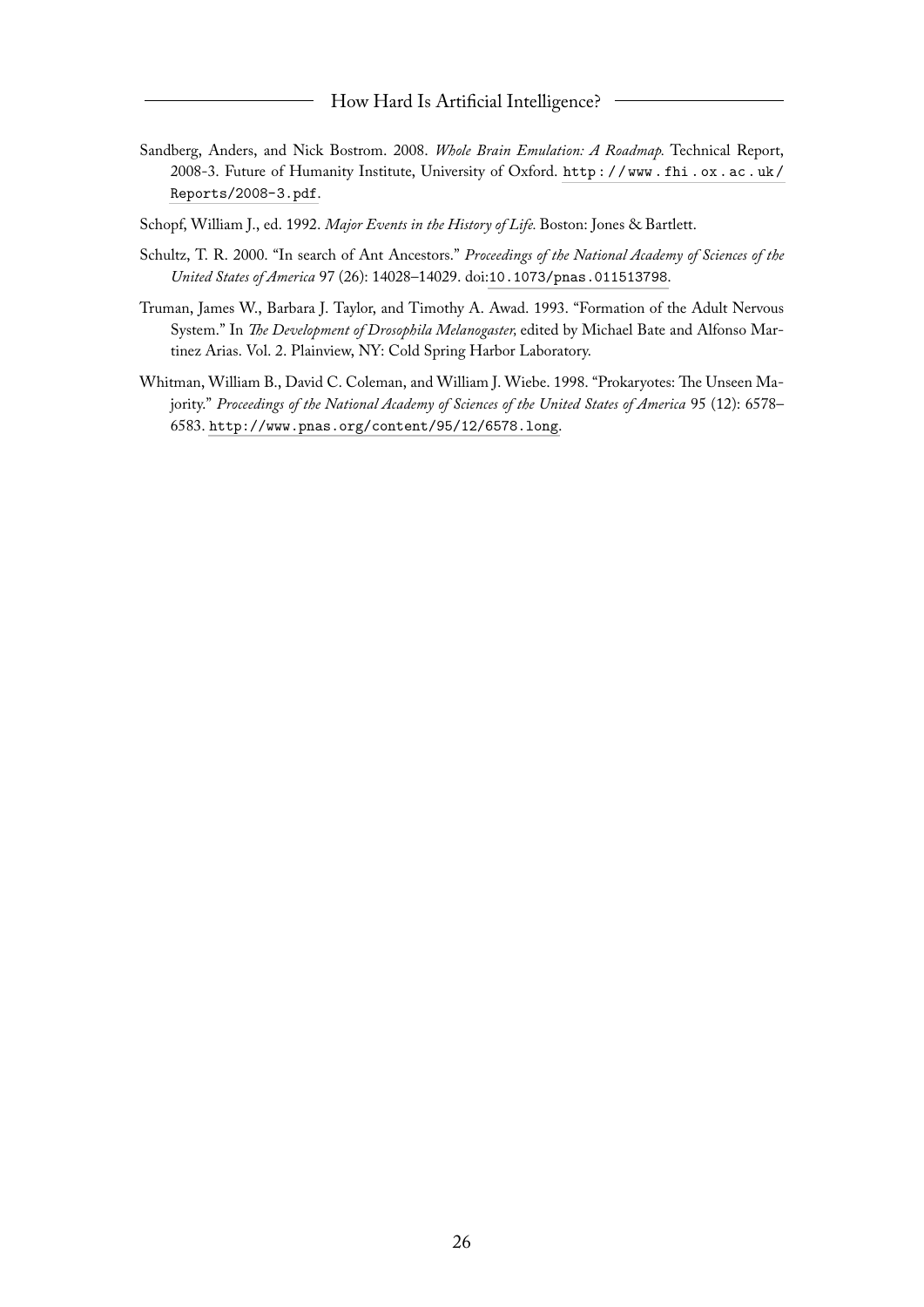Sandberg, Anders, and Nick Bostrom. 2008. *Whole Brain Emulation: A Roadmap.* Technical Report, 2008-3. Future of Humanity Institute, University of Oxford. `http://www.fhi.ox.ac.uk/Reports/2008-3.pdf`.

Schopf, William J., ed. 1992. *Major Events in the History of Life.* Boston: Jones & Bartlett.

Schultz, T. R. 2000. "In search of Ant Ancestors." *Proceedings of the National Academy of Sciences of the United States of America* 97 (26): 14028–14029. doi:`10.1073/pnas.011513798`.

Truman, James W., Barbara J. Taylor, and Timothy A. Awad. 1993. "Formation of the Adult Nervous System." In *The Development of Drosophila Melanogaster,* edited by Michael Bate and Alfonso Martinez Arias. Vol. 2. Plainview, NY: Cold Spring Harbor Laboratory.

Whitman, William B., David C. Coleman, and William J. Wiebe. 1998. "Prokaryotes: The Unseen Majority." *Proceedings of the National Academy of Sciences of the United States of America* 95 (12): 6578–6583. `http://www.pnas.org/content/95/12/6578.long`.